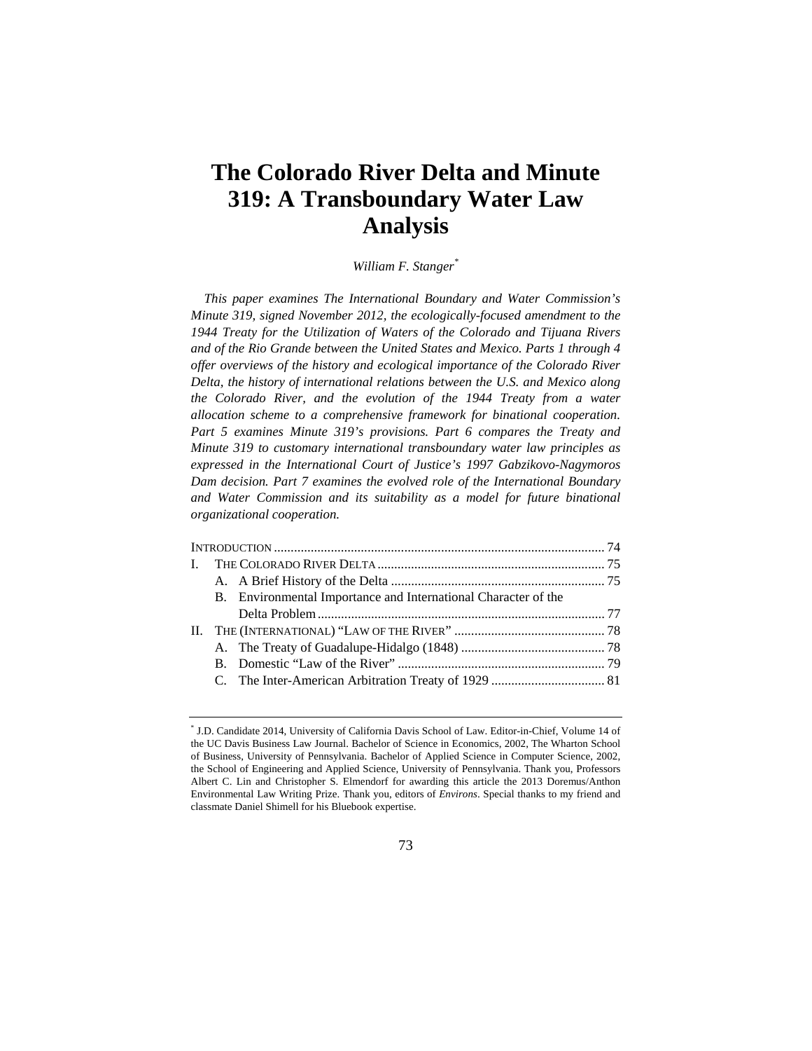# The Colorado River Delta and Minute 319: A Transboundary Water Law Analysis

*William F. Stanger*[*]

*This paper examines The International Boundary and Water Commission's Minute 319, signed November 2012, the ecologically-focused amendment to the 1944 Treaty for the Utilization of Waters of the Colorado and Tijuana Rivers and of the Rio Grande between the United States and Mexico. Parts 1 through 4 offer overviews of the history and ecological importance of the Colorado River Delta, the history of international relations between the U.S. and Mexico along the Colorado River, and the evolution of the 1944 Treaty from a water allocation scheme to a comprehensive framework for binational cooperation. Part 5 examines Minute 319's provisions. Part 6 compares the Treaty and Minute 319 to customary international transboundary water law principles as expressed in the International Court of Justice's 1997 Gabzikovo-Nagymoros Dam decision. Part 7 examines the evolved role of the International Boundary and Water Commission and its suitability as a model for future binational organizational cooperation.*

INTRODUCTION .................................................................................................. 74
I. THE COLORADO RIVER DELTA .................................................................. 75
  A. A Brief History of the Delta ............................................................... 75
  B. Environmental Importance and International Character of the Delta Problem ..................................................................................... 77
II. THE (INTERNATIONAL) "LAW OF THE RIVER" ............................................ 78
  A. The Treaty of Guadalupe-Hidalgo (1848) .......................................... 78
  B. Domestic "Law of the River" ............................................................. 79
  C. The Inter-American Arbitration Treaty of 1929 ................................. 81

---

[*] J.D. Candidate 2014, University of California Davis School of Law. Editor-in-Chief, Volume 14 of the UC Davis Business Law Journal. Bachelor of Science in Economics, 2002, The Wharton School of Business, University of Pennsylvania. Bachelor of Applied Science in Computer Science, 2002, the School of Engineering and Applied Science, University of Pennsylvania. Thank you, Professors Albert C. Lin and Christopher S. Elmendorf for awarding this article the 2013 Doremus/Anthon Environmental Law Writing Prize. Thank you, editors of *Environs*. Special thanks to my friend and classmate Daniel Shimell for his Bluebook expertise.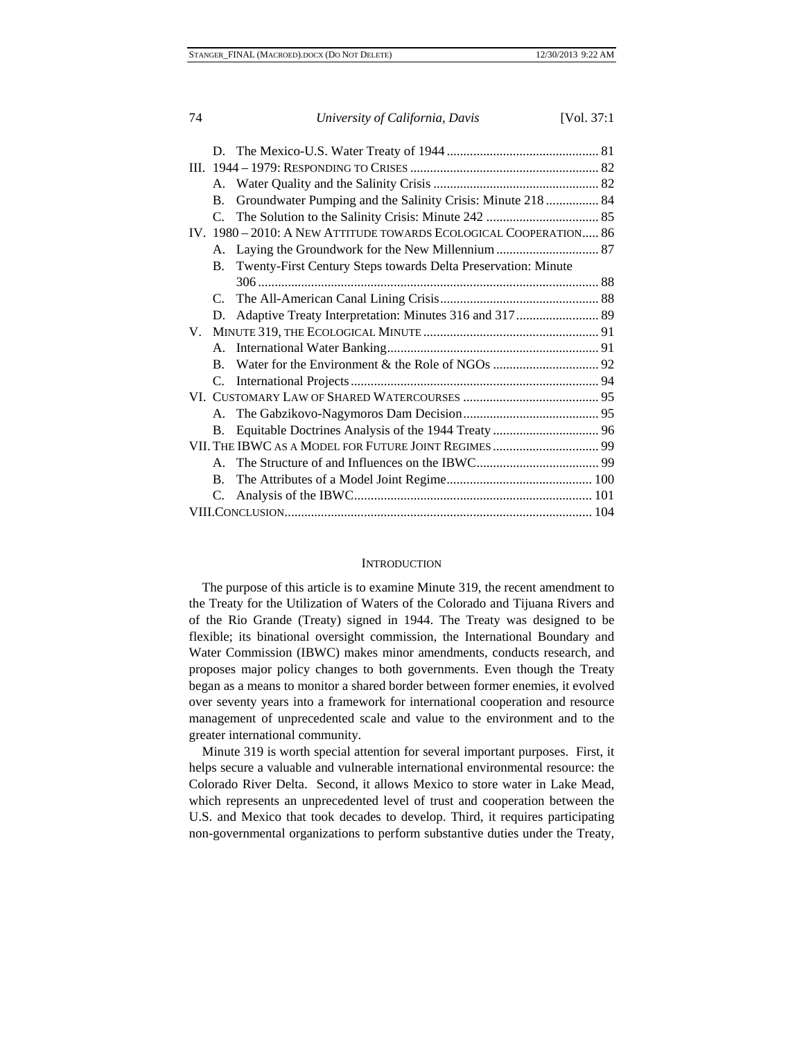D. The Mexico-U.S. Water Treaty of 1944 ... 81

III. 1944 – 1979: Responding to Crises ... 82

A. Water Quality and the Salinity Crisis ... 82

B. Groundwater Pumping and the Salinity Crisis: Minute 218 ... 84

C. The Solution to the Salinity Crisis: Minute 242 ... 85

IV. 1980 – 2010: A New Attitude towards Ecological Cooperation ... 86

A. Laying the Groundwork for the New Millennium ... 87

B. Twenty-First Century Steps towards Delta Preservation: Minute 306 ... 88

C. The All-American Canal Lining Crisis ... 88

D. Adaptive Treaty Interpretation: Minutes 316 and 317 ... 89

V. Minute 319, the Ecological Minute ... 91

A. International Water Banking ... 91

B. Water for the Environment & the Role of NGOs ... 92

C. International Projects ... 94

VI. Customary Law of Shared Watercourses ... 95

A. The Gabzikovo-Nagymoros Dam Decision ... 95

B. Equitable Doctrines Analysis of the 1944 Treaty ... 96

VII. The IBWC as a Model for Future Joint Regimes ... 99

A. The Structure of and Influences on the IBWC ... 99

B. The Attributes of a Model Joint Regime ... 100

C. Analysis of the IBWC ... 101

VIII. Conclusion ... 104

## Introduction

The purpose of this article is to examine Minute 319, the recent amendment to the Treaty for the Utilization of Waters of the Colorado and Tijuana Rivers and of the Rio Grande (Treaty) signed in 1944. The Treaty was designed to be flexible; its binational oversight commission, the International Boundary and Water Commission (IBWC) makes minor amendments, conducts research, and proposes major policy changes to both governments. Even though the Treaty began as a means to monitor a shared border between former enemies, it evolved over seventy years into a framework for international cooperation and resource management of unprecedented scale and value to the environment and to the greater international community.

Minute 319 is worth special attention for several important purposes. First, it helps secure a valuable and vulnerable international environmental resource: the Colorado River Delta. Second, it allows Mexico to store water in Lake Mead, which represents an unprecedented level of trust and cooperation between the U.S. and Mexico that took decades to develop. Third, it requires participating non-governmental organizations to perform substantive duties under the Treaty,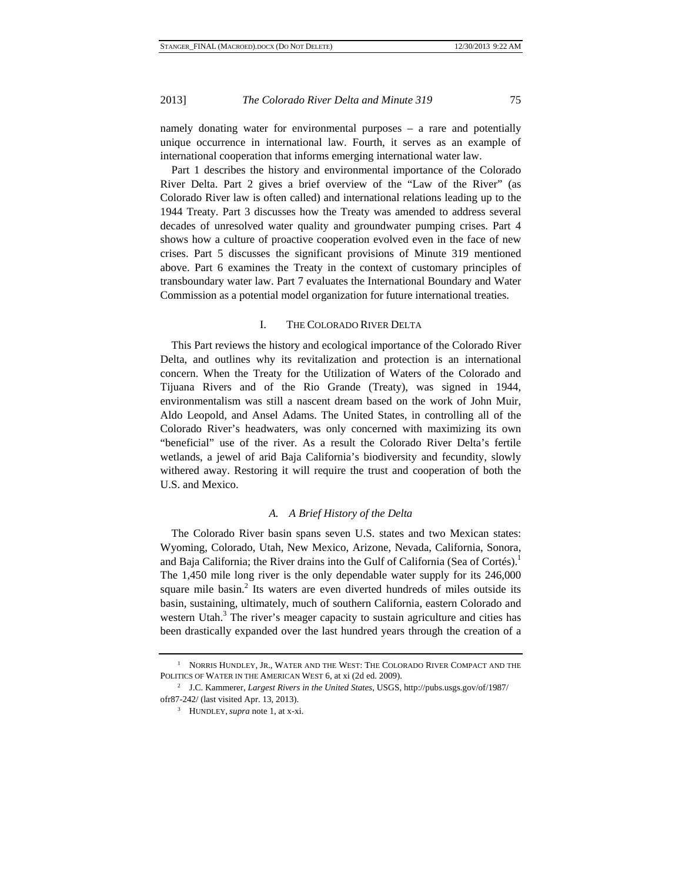namely donating water for environmental purposes – a rare and potentially unique occurrence in international law. Fourth, it serves as an example of international cooperation that informs emerging international water law.

Part 1 describes the history and environmental importance of the Colorado River Delta. Part 2 gives a brief overview of the "Law of the River" (as Colorado River law is often called) and international relations leading up to the 1944 Treaty. Part 3 discusses how the Treaty was amended to address several decades of unresolved water quality and groundwater pumping crises. Part 4 shows how a culture of proactive cooperation evolved even in the face of new crises. Part 5 discusses the significant provisions of Minute 319 mentioned above. Part 6 examines the Treaty in the context of customary principles of transboundary water law. Part 7 evaluates the International Boundary and Water Commission as a potential model organization for future international treaties.

## I. THE COLORADO RIVER DELTA

This Part reviews the history and ecological importance of the Colorado River Delta, and outlines why its revitalization and protection is an international concern. When the Treaty for the Utilization of Waters of the Colorado and Tijuana Rivers and of the Rio Grande (Treaty), was signed in 1944, environmentalism was still a nascent dream based on the work of John Muir, Aldo Leopold, and Ansel Adams. The United States, in controlling all of the Colorado River's headwaters, was only concerned with maximizing its own "beneficial" use of the river. As a result the Colorado River Delta's fertile wetlands, a jewel of arid Baja California's biodiversity and fecundity, slowly withered away. Restoring it will require the trust and cooperation of both the U.S. and Mexico.

### *A. A Brief History of the Delta*

The Colorado River basin spans seven U.S. states and two Mexican states: Wyoming, Colorado, Utah, New Mexico, Arizone, Nevada, California, Sonora, and Baja California; the River drains into the Gulf of California (Sea of Cortés).[1] The 1,450 mile long river is the only dependable water supply for its 246,000 square mile basin.[2] Its waters are even diverted hundreds of miles outside its basin, sustaining, ultimately, much of southern California, eastern Colorado and western Utah.[3] The river's meager capacity to sustain agriculture and cities has been drastically expanded over the last hundred years through the creation of a

---

[1] NORRIS HUNDLEY, JR., WATER AND THE WEST: THE COLORADO RIVER COMPACT AND THE POLITICS OF WATER IN THE AMERICAN WEST 6, at xi (2d ed. 2009).

[2] J.C. Kammerer, *Largest Rivers in the United States*, USGS, http://pubs.usgs.gov/of/1987/ofr87-242/ (last visited Apr. 13, 2013).

[3] HUNDLEY, *supra* note 1, at x-xi.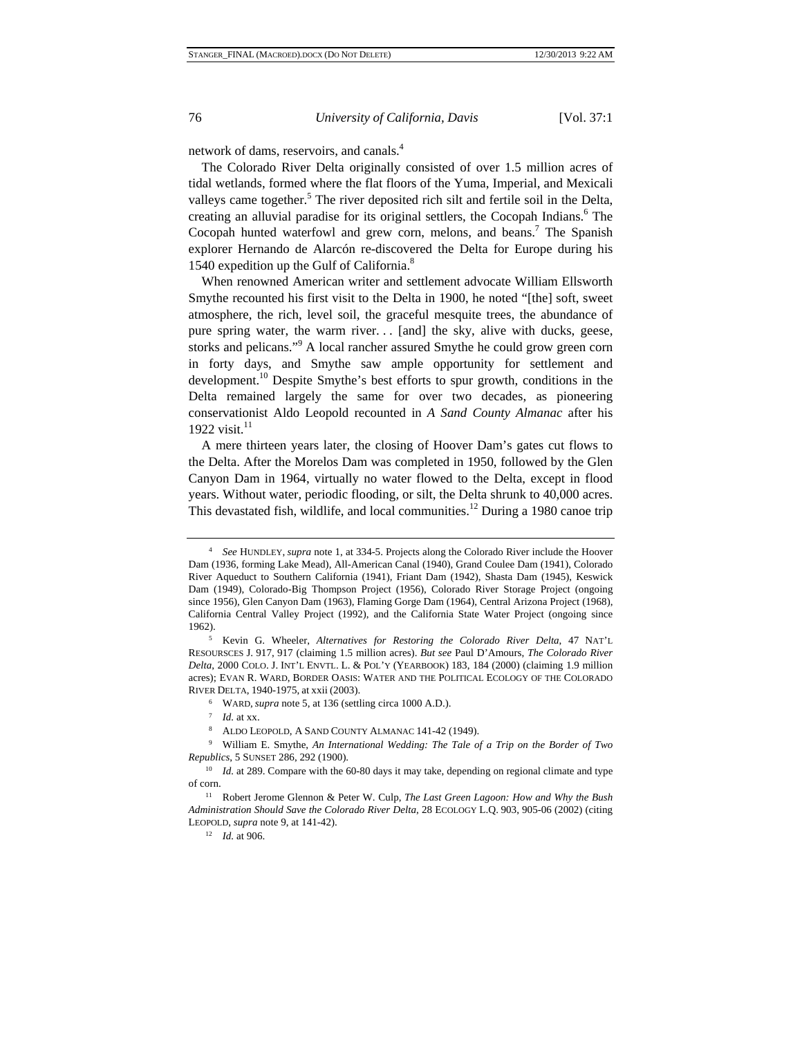network of dams, reservoirs, and canals.[4]

The Colorado River Delta originally consisted of over 1.5 million acres of tidal wetlands, formed where the flat floors of the Yuma, Imperial, and Mexicali valleys came together.[5] The river deposited rich silt and fertile soil in the Delta, creating an alluvial paradise for its original settlers, the Cocopah Indians.[6] The Cocopah hunted waterfowl and grew corn, melons, and beans.[7] The Spanish explorer Hernando de Alarcón re-discovered the Delta for Europe during his 1540 expedition up the Gulf of California.[8]

When renowned American writer and settlement advocate William Ellsworth Smythe recounted his first visit to the Delta in 1900, he noted "[the] soft, sweet atmosphere, the rich, level soil, the graceful mesquite trees, the abundance of pure spring water, the warm river. . . [and] the sky, alive with ducks, geese, storks and pelicans."[9] A local rancher assured Smythe he could grow green corn in forty days, and Smythe saw ample opportunity for settlement and development.[10] Despite Smythe's best efforts to spur growth, conditions in the Delta remained largely the same for over two decades, as pioneering conservationist Aldo Leopold recounted in *A Sand County Almanac* after his 1922 visit.[11]

A mere thirteen years later, the closing of Hoover Dam's gates cut flows to the Delta. After the Morelos Dam was completed in 1950, followed by the Glen Canyon Dam in 1964, virtually no water flowed to the Delta, except in flood years. Without water, periodic flooding, or silt, the Delta shrunk to 40,000 acres. This devastated fish, wildlife, and local communities.[12] During a 1980 canoe trip

---

[4] *See* HUNDLEY, *supra* note 1, at 334-5. Projects along the Colorado River include the Hoover Dam (1936, forming Lake Mead), All-American Canal (1940), Grand Coulee Dam (1941), Colorado River Aqueduct to Southern California (1941), Friant Dam (1942), Shasta Dam (1945), Keswick Dam (1949), Colorado-Big Thompson Project (1956), Colorado River Storage Project (ongoing since 1956), Glen Canyon Dam (1963), Flaming Gorge Dam (1964), Central Arizona Project (1968), California Central Valley Project (1992), and the California State Water Project (ongoing since 1962).

[5] Kevin G. Wheeler, *Alternatives for Restoring the Colorado River Delta*, 47 NAT'L RESOURSCES J. 917, 917 (claiming 1.5 million acres). *But see* Paul D'Amours, *The Colorado River Delta*, 2000 COLO. J. INT'L ENVTL. L. & POL'Y (YEARBOOK) 183, 184 (2000) (claiming 1.9 million acres); EVAN R. WARD, BORDER OASIS: WATER AND THE POLITICAL ECOLOGY OF THE COLORADO RIVER DELTA, 1940-1975, at xxii (2003).

[6] WARD, *supra* note 5, at 136 (settling circa 1000 A.D.).

[7] *Id.* at xx.

[8] ALDO LEOPOLD, A SAND COUNTY ALMANAC 141-42 (1949).

[9] William E. Smythe, *An International Wedding: The Tale of a Trip on the Border of Two Republics*, 5 SUNSET 286, 292 (1900).

[10] *Id.* at 289. Compare with the 60-80 days it may take, depending on regional climate and type of corn.

[11] Robert Jerome Glennon & Peter W. Culp, *The Last Green Lagoon: How and Why the Bush Administration Should Save the Colorado River Delta*, 28 ECOLOGY L.Q. 903, 905-06 (2002) (citing LEOPOLD, *supra* note 9, at 141-42).

[12] *Id.* at 906.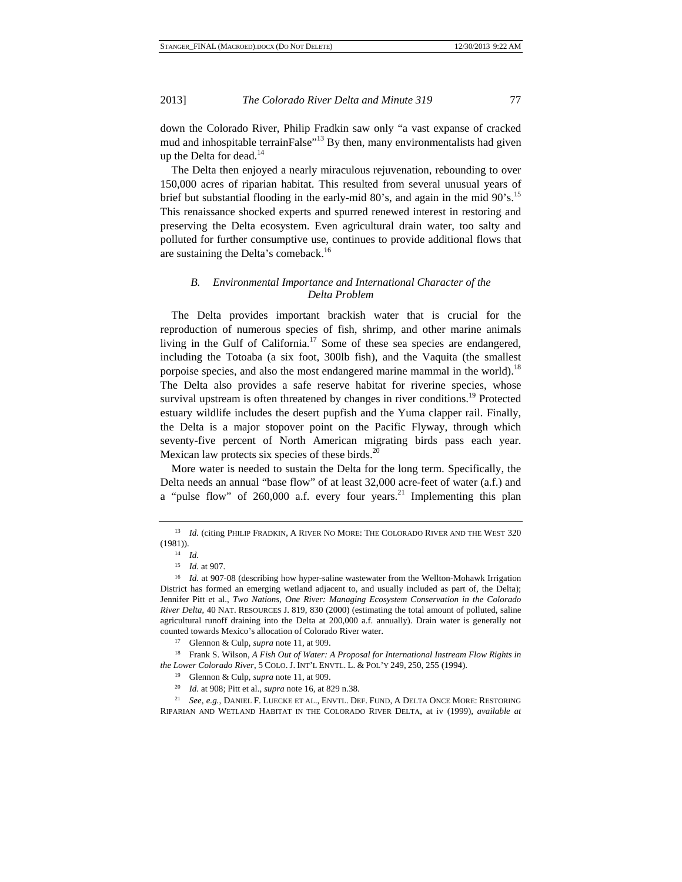down the Colorado River, Philip Fradkin saw only "a vast expanse of cracked mud and inhospitable terrainFalse"[13] By then, many environmentalists had given up the Delta for dead.[14]

The Delta then enjoyed a nearly miraculous rejuvenation, rebounding to over 150,000 acres of riparian habitat. This resulted from several unusual years of brief but substantial flooding in the early-mid 80's, and again in the mid 90's.[15] This renaissance shocked experts and spurred renewed interest in restoring and preserving the Delta ecosystem. Even agricultural drain water, too salty and polluted for further consumptive use, continues to provide additional flows that are sustaining the Delta's comeback.[16]

### *B. Environmental Importance and International Character of the Delta Problem*

The Delta provides important brackish water that is crucial for the reproduction of numerous species of fish, shrimp, and other marine animals living in the Gulf of California.[17] Some of these sea species are endangered, including the Totoaba (a six foot, 300lb fish), and the Vaquita (the smallest porpoise species, and also the most endangered marine mammal in the world).[18] The Delta also provides a safe reserve habitat for riverine species, whose survival upstream is often threatened by changes in river conditions.[19] Protected estuary wildlife includes the desert pupfish and the Yuma clapper rail. Finally, the Delta is a major stopover point on the Pacific Flyway, through which seventy-five percent of North American migrating birds pass each year. Mexican law protects six species of these birds.[20]

More water is needed to sustain the Delta for the long term. Specifically, the Delta needs an annual "base flow" of at least 32,000 acre-feet of water (a.f.) and a "pulse flow" of 260,000 a.f. every four years.[21] Implementing this plan

---

[13] *Id.* (citing PHILIP FRADKIN, A RIVER NO MORE: THE COLORADO RIVER AND THE WEST 320 (1981)).

[14] *Id.*

[15] *Id.* at 907.

[16] *Id.* at 907-08 (describing how hyper-saline wastewater from the Wellton-Mohawk Irrigation District has formed an emerging wetland adjacent to, and usually included as part of, the Delta); Jennifer Pitt et al., *Two Nations, One River: Managing Ecosystem Conservation in the Colorado River Delta*, 40 NAT. RESOURCES J. 819, 830 (2000) (estimating the total amount of polluted, saline agricultural runoff draining into the Delta at 200,000 a.f. annually). Drain water is generally not counted towards Mexico's allocation of Colorado River water.

[17] Glennon & Culp, *supra* note 11, at 909.

[18] Frank S. Wilson, *A Fish Out of Water: A Proposal for International Instream Flow Rights in the Lower Colorado River*, 5 COLO. J. INT'L ENVTL. L. & POL'Y 249, 250, 255 (1994).

[19] Glennon & Culp, *supra* note 11, at 909.

[20] *Id.* at 908; Pitt et al., *supra* note 16, at 829 n.38.

[21] *See, e.g.*, DANIEL F. LUECKE ET AL., ENVTL. DEF. FUND, A DELTA ONCE MORE: RESTORING RIPARIAN AND WETLAND HABITAT IN THE COLORADO RIVER DELTA, at iv (1999), *available at*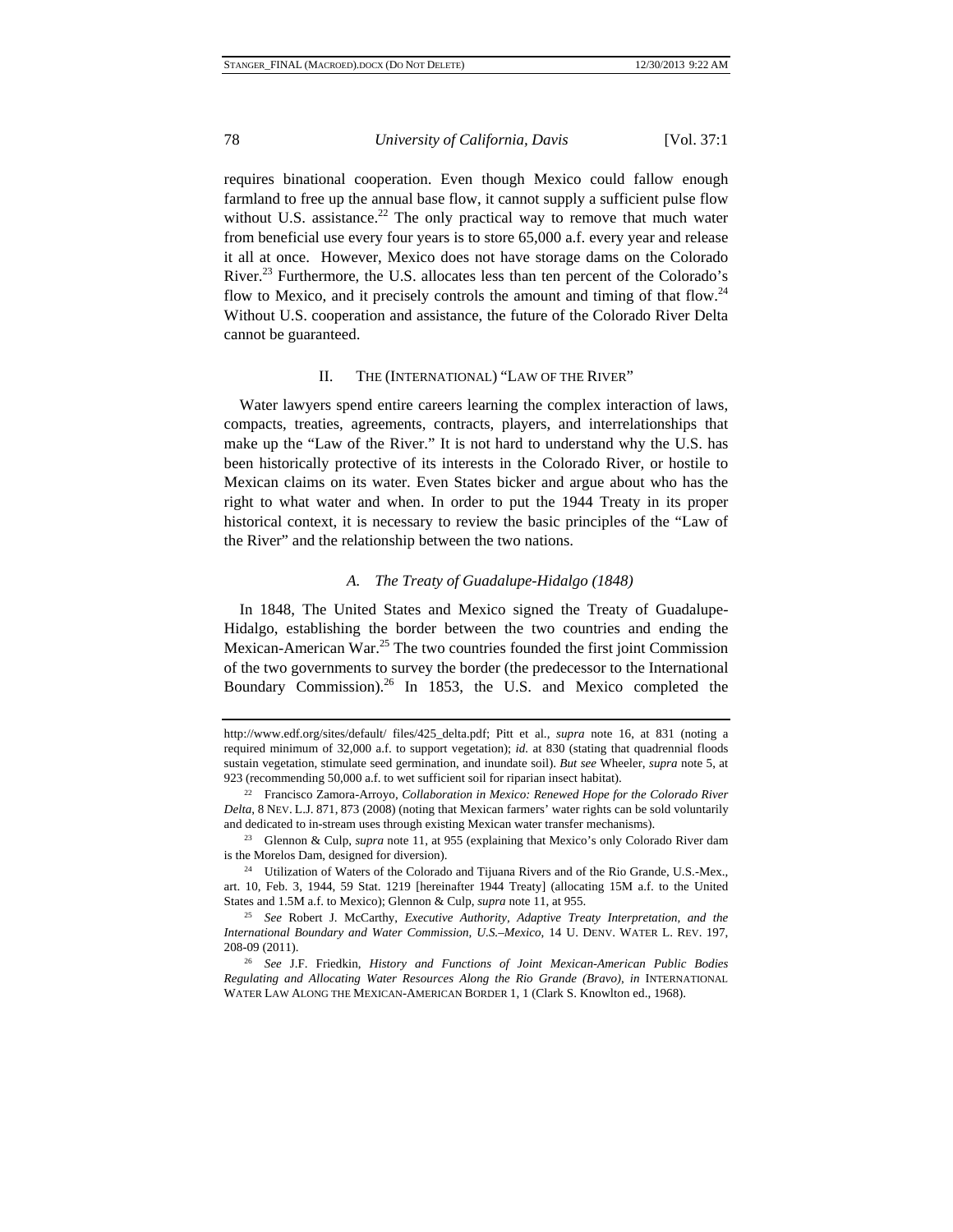requires binational cooperation. Even though Mexico could fallow enough farmland to free up the annual base flow, it cannot supply a sufficient pulse flow without U.S. assistance.[22] The only practical way to remove that much water from beneficial use every four years is to store 65,000 a.f. every year and release it all at once. However, Mexico does not have storage dams on the Colorado River.[23] Furthermore, the U.S. allocates less than ten percent of the Colorado's flow to Mexico, and it precisely controls the amount and timing of that flow.[24] Without U.S. cooperation and assistance, the future of the Colorado River Delta cannot be guaranteed.

## II. The (International) "Law of the River"

Water lawyers spend entire careers learning the complex interaction of laws, compacts, treaties, agreements, contracts, players, and interrelationships that make up the "Law of the River." It is not hard to understand why the U.S. has been historically protective of its interests in the Colorado River, or hostile to Mexican claims on its water. Even States bicker and argue about who has the right to what water and when. In order to put the 1944 Treaty in its proper historical context, it is necessary to review the basic principles of the "Law of the River" and the relationship between the two nations.

### *A. The Treaty of Guadalupe-Hidalgo (1848)*

In 1848, The United States and Mexico signed the Treaty of Guadalupe-Hidalgo, establishing the border between the two countries and ending the Mexican-American War.[25] The two countries founded the first joint Commission of the two governments to survey the border (the predecessor to the International Boundary Commission).[26] In 1853, the U.S. and Mexico completed the

---

http://www.edf.org/sites/default/ files/425_delta.pdf; Pitt et al., *supra* note 16, at 831 (noting a required minimum of 32,000 a.f. to support vegetation); *id.* at 830 (stating that quadrennial floods sustain vegetation, stimulate seed germination, and inundate soil). *But see* Wheeler, *supra* note 5, at 923 (recommending 50,000 a.f. to wet sufficient soil for riparian insect habitat).

[22] Francisco Zamora-Arroyo, *Collaboration in Mexico: Renewed Hope for the Colorado River Delta*, 8 NEV. L.J. 871, 873 (2008) (noting that Mexican farmers' water rights can be sold voluntarily and dedicated to in-stream uses through existing Mexican water transfer mechanisms).

[23] Glennon & Culp, *supra* note 11, at 955 (explaining that Mexico's only Colorado River dam is the Morelos Dam, designed for diversion).

[24] Utilization of Waters of the Colorado and Tijuana Rivers and of the Rio Grande, U.S.-Mex., art. 10, Feb. 3, 1944, 59 Stat. 1219 [hereinafter 1944 Treaty] (allocating 15M a.f. to the United States and 1.5M a.f. to Mexico); Glennon & Culp, *supra* note 11, at 955.

[25] *See* Robert J. McCarthy, *Executive Authority, Adaptive Treaty Interpretation, and the International Boundary and Water Commission, U.S.–Mexico*, 14 U. DENV. WATER L. REV. 197, 208-09 (2011).

[26] *See* J.F. Friedkin, *History and Functions of Joint Mexican-American Public Bodies Regulating and Allocating Water Resources Along the Rio Grande (Bravo)*, *in* INTERNATIONAL WATER LAW ALONG THE MEXICAN-AMERICAN BORDER 1, 1 (Clark S. Knowlton ed., 1968).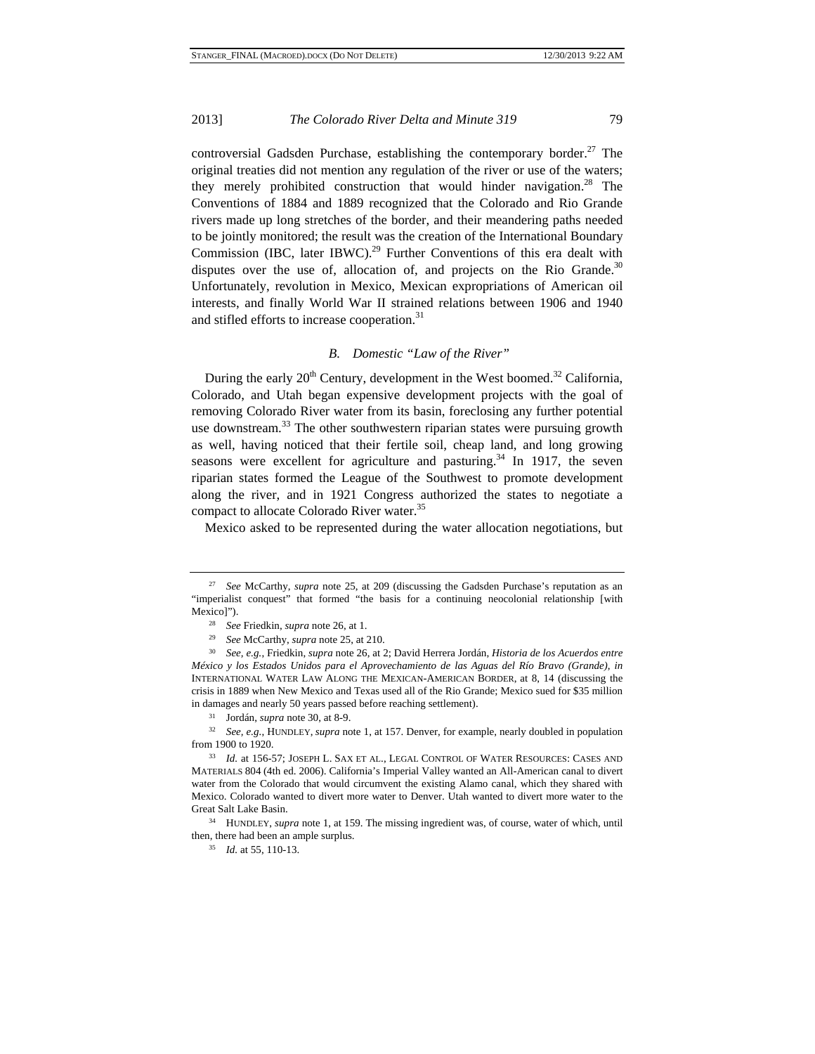controversial Gadsden Purchase, establishing the contemporary border.[27] The original treaties did not mention any regulation of the river or use of the waters; they merely prohibited construction that would hinder navigation.[28] The Conventions of 1884 and 1889 recognized that the Colorado and Rio Grande rivers made up long stretches of the border, and their meandering paths needed to be jointly monitored; the result was the creation of the International Boundary Commission (IBC, later IBWC).[29] Further Conventions of this era dealt with disputes over the use of, allocation of, and projects on the Rio Grande.[30] Unfortunately, revolution in Mexico, Mexican expropriations of American oil interests, and finally World War II strained relations between 1906 and 1940 and stifled efforts to increase cooperation.[31]

### *B. Domestic "Law of the River"*

During the early 20th Century, development in the West boomed.[32] California, Colorado, and Utah began expensive development projects with the goal of removing Colorado River water from its basin, foreclosing any further potential use downstream.[33] The other southwestern riparian states were pursuing growth as well, having noticed that their fertile soil, cheap land, and long growing seasons were excellent for agriculture and pasturing.[34] In 1917, the seven riparian states formed the League of the Southwest to promote development along the river, and in 1921 Congress authorized the states to negotiate a compact to allocate Colorado River water.[35]

Mexico asked to be represented during the water allocation negotiations, but

---

[27] *See* McCarthy, *supra* note 25, at 209 (discussing the Gadsden Purchase's reputation as an "imperialist conquest" that formed "the basis for a continuing neocolonial relationship [with Mexico]").

[28] *See* Friedkin, *supra* note 26, at 1.

[29] *See* McCarthy, *supra* note 25, at 210.

[30] *See, e.g.*, Friedkin, *supra* note 26, at 2; David Herrera Jordán, *Historia de los Acuerdos entre México y los Estados Unidos para el Aprovechamiento de las Aguas del Río Bravo (Grande)*, *in* INTERNATIONAL WATER LAW ALONG THE MEXICAN-AMERICAN BORDER, at 8, 14 (discussing the crisis in 1889 when New Mexico and Texas used all of the Rio Grande; Mexico sued for $35 million in damages and nearly 50 years passed before reaching settlement).

[31] Jordán, *supra* note 30, at 8-9.

[32] *See, e.g.*, HUNDLEY, *supra* note 1, at 157. Denver, for example, nearly doubled in population from 1900 to 1920.

[33] *Id.* at 156-57; JOSEPH L. SAX ET AL., LEGAL CONTROL OF WATER RESOURCES: CASES AND MATERIALS 804 (4th ed. 2006). California's Imperial Valley wanted an All-American canal to divert water from the Colorado that would circumvent the existing Alamo canal, which they shared with Mexico. Colorado wanted to divert more water to Denver. Utah wanted to divert more water to the Great Salt Lake Basin.

[34] HUNDLEY, *supra* note 1, at 159. The missing ingredient was, of course, water of which, until then, there had been an ample surplus.

[35] *Id.* at 55, 110-13.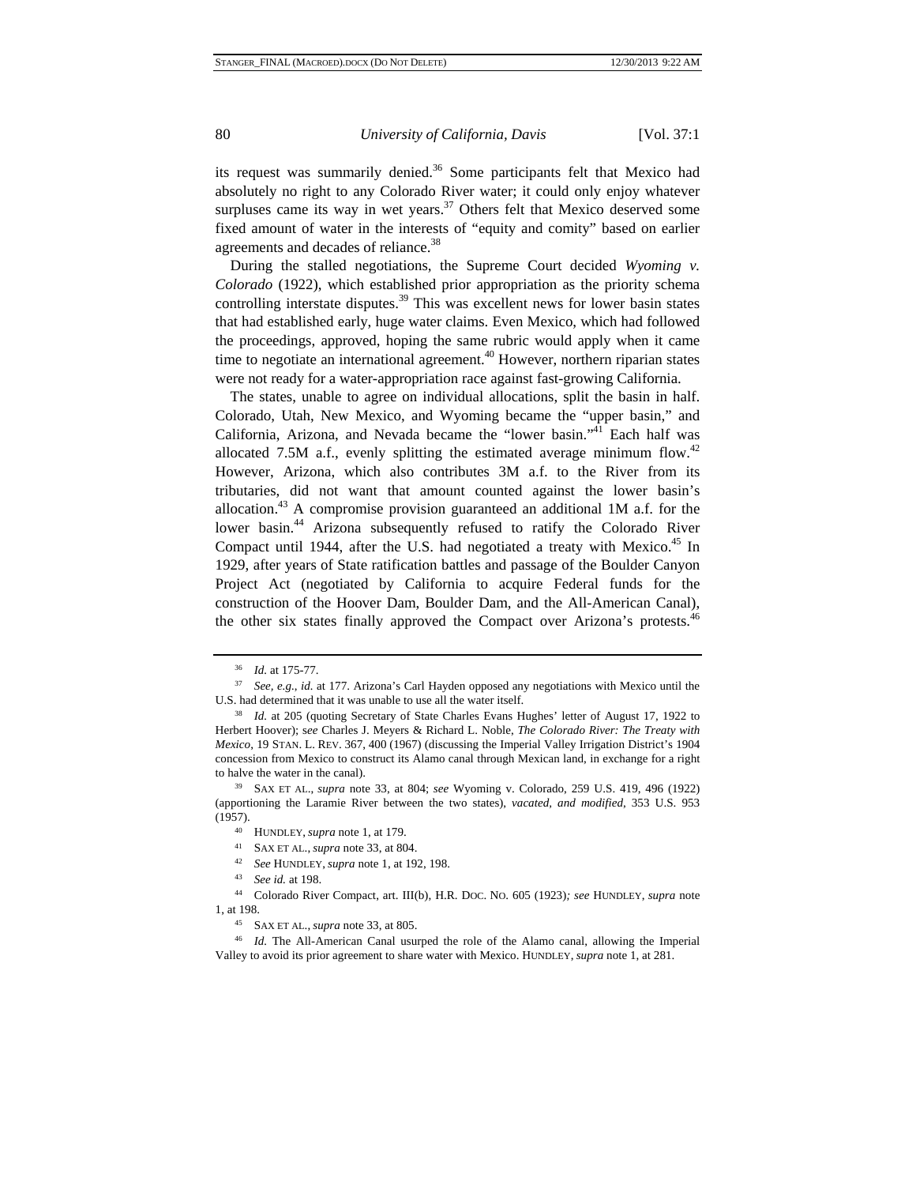its request was summarily denied.[36] Some participants felt that Mexico had absolutely no right to any Colorado River water; it could only enjoy whatever surpluses came its way in wet years.[37] Others felt that Mexico deserved some fixed amount of water in the interests of "equity and comity" based on earlier agreements and decades of reliance.[38]

During the stalled negotiations, the Supreme Court decided *Wyoming v. Colorado* (1922), which established prior appropriation as the priority schema controlling interstate disputes.[39] This was excellent news for lower basin states that had established early, huge water claims. Even Mexico, which had followed the proceedings, approved, hoping the same rubric would apply when it came time to negotiate an international agreement.[40] However, northern riparian states were not ready for a water-appropriation race against fast-growing California.

The states, unable to agree on individual allocations, split the basin in half. Colorado, Utah, New Mexico, and Wyoming became the "upper basin," and California, Arizona, and Nevada became the "lower basin."[41] Each half was allocated 7.5M a.f., evenly splitting the estimated average minimum flow.[42] However, Arizona, which also contributes 3M a.f. to the River from its tributaries, did not want that amount counted against the lower basin's allocation.[43] A compromise provision guaranteed an additional 1M a.f. for the lower basin.[44] Arizona subsequently refused to ratify the Colorado River Compact until 1944, after the U.S. had negotiated a treaty with Mexico.[45] In 1929, after years of State ratification battles and passage of the Boulder Canyon Project Act (negotiated by California to acquire Federal funds for the construction of the Hoover Dam, Boulder Dam, and the All-American Canal), the other six states finally approved the Compact over Arizona's protests.[46]

---

[36] *Id.* at 175-77.

[37] *See, e.g.*, *id.* at 177. Arizona's Carl Hayden opposed any negotiations with Mexico until the U.S. had determined that it was unable to use all the water itself.

[38] *Id.* at 205 (quoting Secretary of State Charles Evans Hughes' letter of August 17, 1922 to Herbert Hoover); s*ee* Charles J. Meyers & Richard L. Noble, *The Colorado River: The Treaty with Mexico*, 19 STAN. L. REV. 367, 400 (1967) (discussing the Imperial Valley Irrigation District's 1904 concession from Mexico to construct its Alamo canal through Mexican land, in exchange for a right to halve the water in the canal).

[39] SAX ET AL., *supra* note 33, at 804; *see* Wyoming v. Colorado, 259 U.S. 419, 496 (1922) (apportioning the Laramie River between the two states), *vacated, and modified*, 353 U.S. 953 (1957).

[40] HUNDLEY, *supra* note 1, at 179.

[41] SAX ET AL., *supra* note 33, at 804.

[42] *See* HUNDLEY, *supra* note 1, at 192, 198.

[43] *See id.* at 198.

[44] Colorado River Compact, art. III(b), H.R. DOC. NO. 605 (1923)*; see* HUNDLEY, *supra* note 1, at 198.

[45] SAX ET AL., *supra* note 33, at 805.

[46] *Id.* The All-American Canal usurped the role of the Alamo canal, allowing the Imperial Valley to avoid its prior agreement to share water with Mexico. HUNDLEY, *supra* note 1, at 281.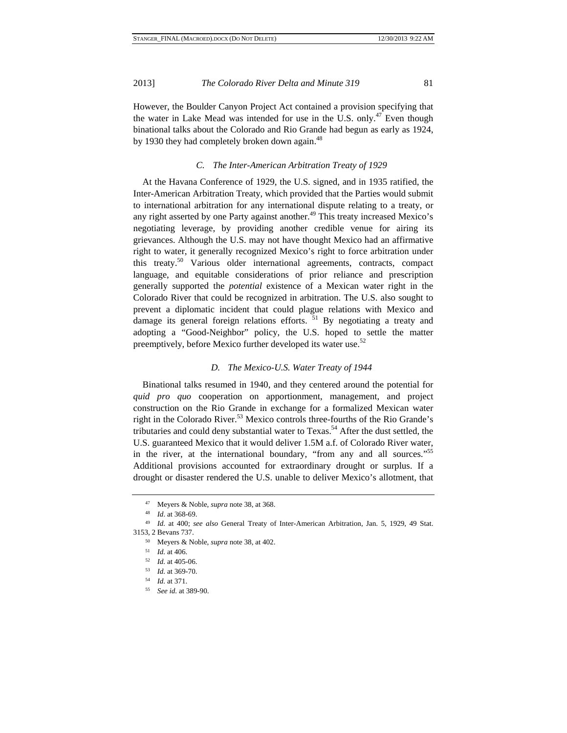However, the Boulder Canyon Project Act contained a provision specifying that the water in Lake Mead was intended for use in the U.S. only.[47] Even though binational talks about the Colorado and Rio Grande had begun as early as 1924, by 1930 they had completely broken down again.[48]

### C. The Inter-American Arbitration Treaty of 1929

At the Havana Conference of 1929, the U.S. signed, and in 1935 ratified, the Inter-American Arbitration Treaty, which provided that the Parties would submit to international arbitration for any international dispute relating to a treaty, or any right asserted by one Party against another.[49] This treaty increased Mexico's negotiating leverage, by providing another credible venue for airing its grievances. Although the U.S. may not have thought Mexico had an affirmative right to water, it generally recognized Mexico's right to force arbitration under this treaty.[50] Various older international agreements, contracts, compact language, and equitable considerations of prior reliance and prescription generally supported the *potential* existence of a Mexican water right in the Colorado River that could be recognized in arbitration. The U.S. also sought to prevent a diplomatic incident that could plague relations with Mexico and damage its general foreign relations efforts. [51] By negotiating a treaty and adopting a "Good-Neighbor" policy, the U.S. hoped to settle the matter preemptively, before Mexico further developed its water use.[52]

### D. The Mexico-U.S. Water Treaty of 1944

Binational talks resumed in 1940, and they centered around the potential for *quid pro quo* cooperation on apportionment, management, and project construction on the Rio Grande in exchange for a formalized Mexican water right in the Colorado River.[53] Mexico controls three-fourths of the Rio Grande's tributaries and could deny substantial water to Texas.[54] After the dust settled, the U.S. guaranteed Mexico that it would deliver 1.5M a.f. of Colorado River water, in the river, at the international boundary, "from any and all sources."[55] Additional provisions accounted for extraordinary drought or surplus. If a drought or disaster rendered the U.S. unable to deliver Mexico's allotment, that

---

[47] Meyers & Noble, *supra* note 38, at 368.

[48] *Id*. at 368-69.

[49] *Id.* at 400; *see also* General Treaty of Inter-American Arbitration, Jan. 5, 1929, 49 Stat. 3153, 2 Bevans 737.

[50] Meyers & Noble, *supra* note 38, at 402.

[51] *Id.* at 406.

[52] *Id.* at 405-06.

[53] *Id.* at 369-70.

[54] *Id.* at 371.

[55] *See id.* at 389-90.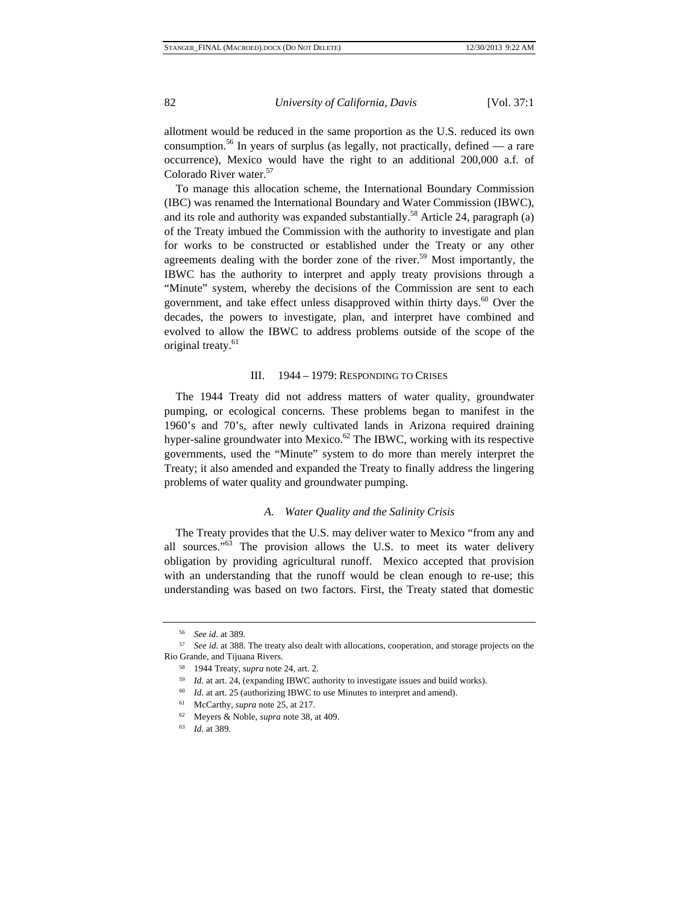allotment would be reduced in the same proportion as the U.S. reduced its own consumption.[56] In years of surplus (as legally, not practically, defined — a rare occurrence), Mexico would have the right to an additional 200,000 a.f. of Colorado River water.[57]

To manage this allocation scheme, the International Boundary Commission (IBC) was renamed the International Boundary and Water Commission (IBWC), and its role and authority was expanded substantially.[58] Article 24, paragraph (a) of the Treaty imbued the Commission with the authority to investigate and plan for works to be constructed or established under the Treaty or any other agreements dealing with the border zone of the river.[59] Most importantly, the IBWC has the authority to interpret and apply treaty provisions through a "Minute" system, whereby the decisions of the Commission are sent to each government, and take effect unless disapproved within thirty days.[60] Over the decades, the powers to investigate, plan, and interpret have combined and evolved to allow the IBWC to address problems outside of the scope of the original treaty.[61]

## III. 1944 – 1979: Responding to Crises

The 1944 Treaty did not address matters of water quality, groundwater pumping, or ecological concerns. These problems began to manifest in the 1960's and 70's, after newly cultivated lands in Arizona required draining hyper-saline groundwater into Mexico.[62] The IBWC, working with its respective governments, used the "Minute" system to do more than merely interpret the Treaty; it also amended and expanded the Treaty to finally address the lingering problems of water quality and groundwater pumping.

### *A. Water Quality and the Salinity Crisis*

The Treaty provides that the U.S. may deliver water to Mexico "from any and all sources."[63] The provision allows the U.S. to meet its water delivery obligation by providing agricultural runoff. Mexico accepted that provision with an understanding that the runoff would be clean enough to re-use; this understanding was based on two factors. First, the Treaty stated that domestic

---

[56] *See id.* at 389.

[57] *See id.* at 388. The treaty also dealt with allocations, cooperation, and storage projects on the Rio Grande, and Tijuana Rivers.

[58] 1944 Treaty, *supra* note 24, art. 2.

[59] *Id.* at art. 24, (expanding IBWC authority to investigate issues and build works).

[60] *Id.* at art. 25 (authorizing IBWC to use Minutes to interpret and amend).

[61] McCarthy, *supra* note 25, at 217.

[62] Meyers & Noble, *supra* note 38, at 409.

[63] *Id.* at 389.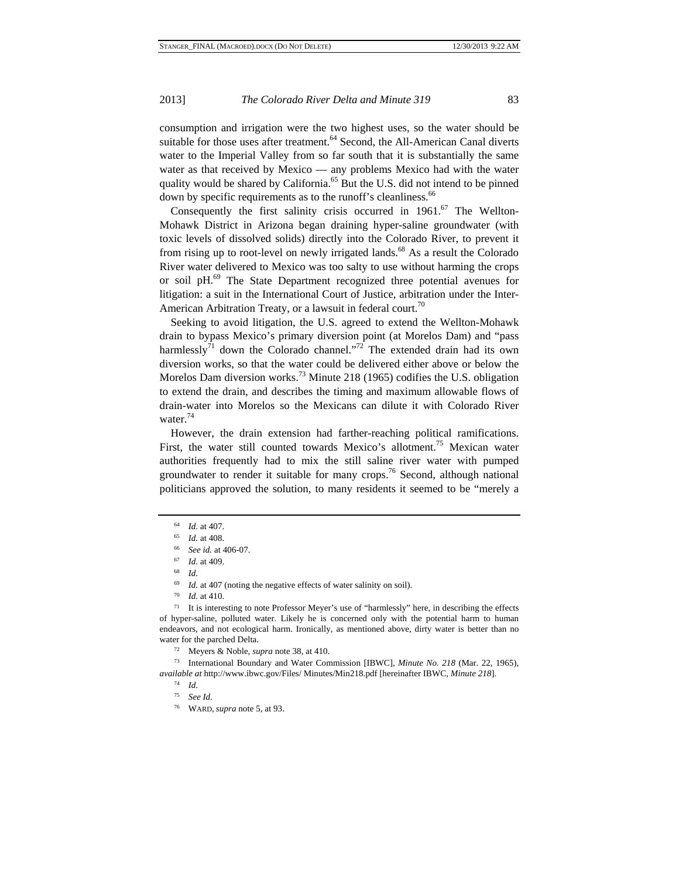consumption and irrigation were the two highest uses, so the water should be suitable for those uses after treatment.[64] Second, the All-American Canal diverts water to the Imperial Valley from so far south that it is substantially the same water as that received by Mexico — any problems Mexico had with the water quality would be shared by California.[65] But the U.S. did not intend to be pinned down by specific requirements as to the runoff's cleanliness.[66]

Consequently the first salinity crisis occurred in 1961.[67] The Wellton-Mohawk District in Arizona began draining hyper-saline groundwater (with toxic levels of dissolved solids) directly into the Colorado River, to prevent it from rising up to root-level on newly irrigated lands.[68] As a result the Colorado River water delivered to Mexico was too salty to use without harming the crops or soil pH.[69] The State Department recognized three potential avenues for litigation: a suit in the International Court of Justice, arbitration under the Inter-American Arbitration Treaty, or a lawsuit in federal court.[70]

Seeking to avoid litigation, the U.S. agreed to extend the Wellton-Mohawk drain to bypass Mexico's primary diversion point (at Morelos Dam) and "pass harmlessly[71] down the Colorado channel."[72] The extended drain had its own diversion works, so that the water could be delivered either above or below the Morelos Dam diversion works.[73] Minute 218 (1965) codifies the U.S. obligation to extend the drain, and describes the timing and maximum allowable flows of drain-water into Morelos so the Mexicans can dilute it with Colorado River water.[74]

However, the drain extension had farther-reaching political ramifications. First, the water still counted towards Mexico's allotment.[75] Mexican water authorities frequently had to mix the still saline river water with pumped groundwater to render it suitable for many crops.[76] Second, although national politicians approved the solution, to many residents it seemed to be "merely a

---

[64] *Id.* at 407.

[65] *Id.* at 408.

[66] *See id.* at 406-07.

[67] *Id.* at 409.

[68] *Id.*

[69] *Id.* at 407 (noting the negative effects of water salinity on soil).

[70] *Id.* at 410.

[71] It is interesting to note Professor Meyer's use of "harmlessly" here, in describing the effects of hyper-saline, polluted water. Likely he is concerned only with the potential harm to human endeavors, and not ecological harm. Ironically, as mentioned above, dirty water is better than no water for the parched Delta.

[72] Meyers & Noble, *supra* note 38, at 410.

[73] International Boundary and Water Commission [IBWC], *Minute No. 218* (Mar. 22, 1965), *available at* http://www.ibwc.gov/Files/ Minutes/Min218.pdf [hereinafter IBWC, *Minute 218*].

[74] *Id.*

[75] *See Id.*

[76] Ward, *supra* note 5, at 93.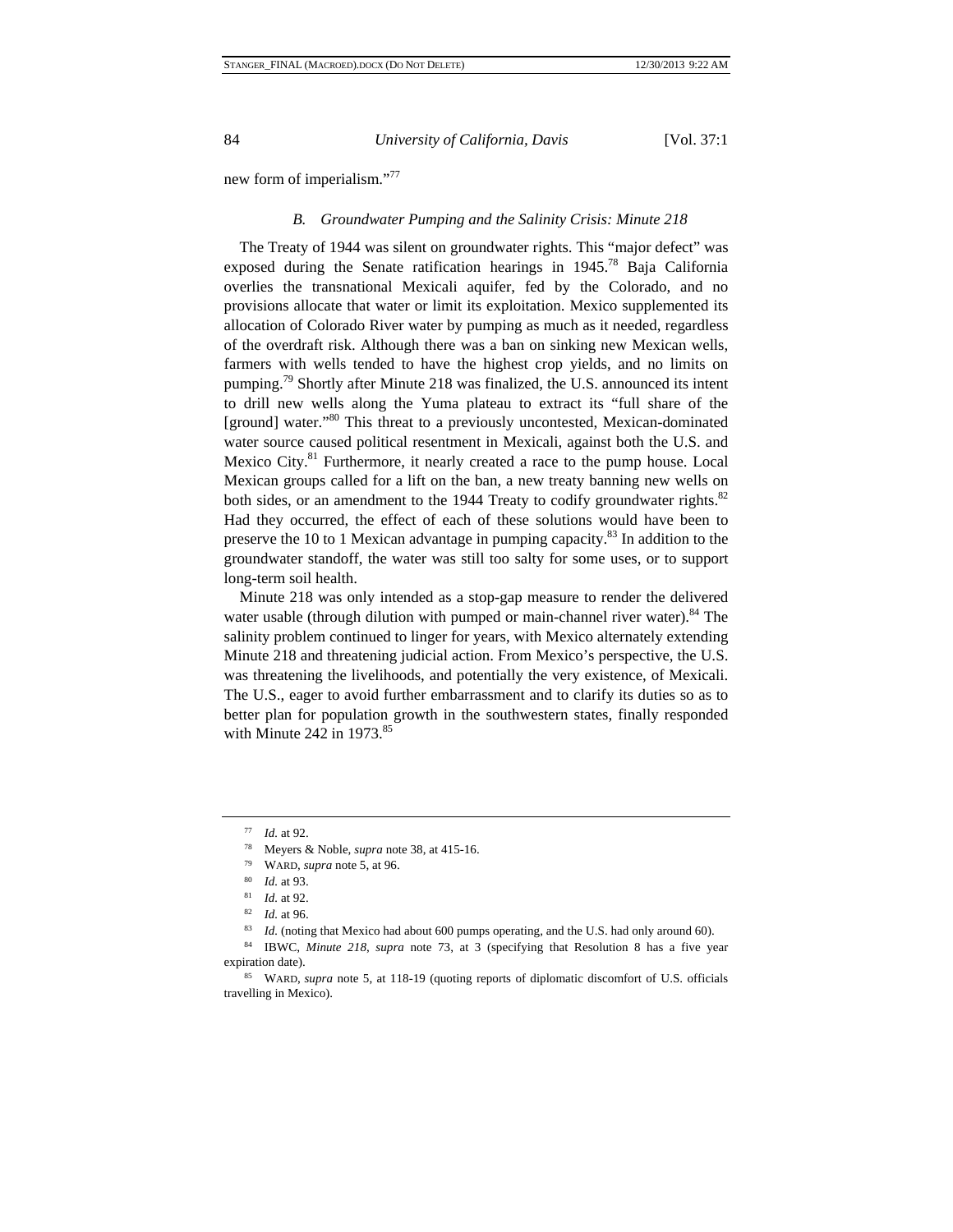new form of imperialism."[77]

### *B. Groundwater Pumping and the Salinity Crisis: Minute 218*

The Treaty of 1944 was silent on groundwater rights. This "major defect" was exposed during the Senate ratification hearings in 1945.[78] Baja California overlies the transnational Mexicali aquifer, fed by the Colorado, and no provisions allocate that water or limit its exploitation. Mexico supplemented its allocation of Colorado River water by pumping as much as it needed, regardless of the overdraft risk. Although there was a ban on sinking new Mexican wells, farmers with wells tended to have the highest crop yields, and no limits on pumping.[79] Shortly after Minute 218 was finalized, the U.S. announced its intent to drill new wells along the Yuma plateau to extract its "full share of the [ground] water."[80] This threat to a previously uncontested, Mexican-dominated water source caused political resentment in Mexicali, against both the U.S. and Mexico City.[81] Furthermore, it nearly created a race to the pump house. Local Mexican groups called for a lift on the ban, a new treaty banning new wells on both sides, or an amendment to the 1944 Treaty to codify groundwater rights.[82] Had they occurred, the effect of each of these solutions would have been to preserve the 10 to 1 Mexican advantage in pumping capacity.[83] In addition to the groundwater standoff, the water was still too salty for some uses, or to support long-term soil health.

Minute 218 was only intended as a stop-gap measure to render the delivered water usable (through dilution with pumped or main-channel river water).[84] The salinity problem continued to linger for years, with Mexico alternately extending Minute 218 and threatening judicial action. From Mexico's perspective, the U.S. was threatening the livelihoods, and potentially the very existence, of Mexicali. The U.S., eager to avoid further embarrassment and to clarify its duties so as to better plan for population growth in the southwestern states, finally responded with Minute 242 in 1973.[85]

---

[77] *Id.* at 92.

[78] Meyers & Noble, *supra* note 38, at 415-16.

[79] WARD, *supra* note 5, at 96.

[80] *Id.* at 93.

[81] *Id.* at 92.

[82] *Id.* at 96.

[83] *Id.* (noting that Mexico had about 600 pumps operating, and the U.S. had only around 60).

[84] IBWC, *Minute 218*, *supra* note 73, at 3 (specifying that Resolution 8 has a five year expiration date).

[85] WARD, *supra* note 5, at 118-19 (quoting reports of diplomatic discomfort of U.S. officials travelling in Mexico).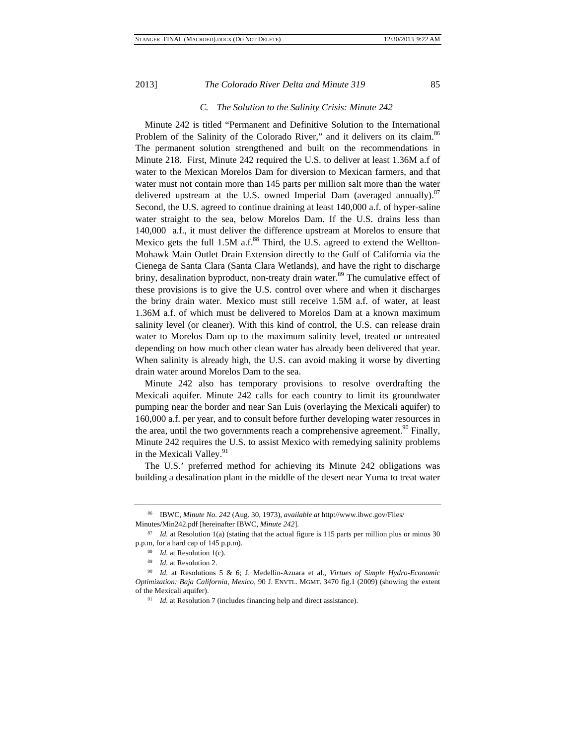### C. The Solution to the Salinity Crisis: Minute 242

Minute 242 is titled "Permanent and Definitive Solution to the International Problem of the Salinity of the Colorado River," and it delivers on its claim.[86] The permanent solution strengthened and built on the recommendations in Minute 218. First, Minute 242 required the U.S. to deliver at least 1.36M a.f of water to the Mexican Morelos Dam for diversion to Mexican farmers, and that water must not contain more than 145 parts per million salt more than the water delivered upstream at the U.S. owned Imperial Dam (averaged annually).[87] Second, the U.S. agreed to continue draining at least 140,000 a.f. of hyper-saline water straight to the sea, below Morelos Dam. If the U.S. drains less than 140,000 a.f., it must deliver the difference upstream at Morelos to ensure that Mexico gets the full 1.5M a.f.[88] Third, the U.S. agreed to extend the Wellton-Mohawk Main Outlet Drain Extension directly to the Gulf of California via the Cienega de Santa Clara (Santa Clara Wetlands), and have the right to discharge briny, desalination byproduct, non-treaty drain water.[89] The cumulative effect of these provisions is to give the U.S. control over where and when it discharges the briny drain water. Mexico must still receive 1.5M a.f. of water, at least 1.36M a.f. of which must be delivered to Morelos Dam at a known maximum salinity level (or cleaner). With this kind of control, the U.S. can release drain water to Morelos Dam up to the maximum salinity level, treated or untreated depending on how much other clean water has already been delivered that year. When salinity is already high, the U.S. can avoid making it worse by diverting drain water around Morelos Dam to the sea.

Minute 242 also has temporary provisions to resolve overdrafting the Mexicali aquifer. Minute 242 calls for each country to limit its groundwater pumping near the border and near San Luis (overlaying the Mexicali aquifer) to 160,000 a.f. per year, and to consult before further developing water resources in the area, until the two governments reach a comprehensive agreement.[90] Finally, Minute 242 requires the U.S. to assist Mexico with remedying salinity problems in the Mexicali Valley.[91]

The U.S.' preferred method for achieving its Minute 242 obligations was building a desalination plant in the middle of the desert near Yuma to treat water

---

[86] IBWC, *Minute No. 242* (Aug. 30, 1973), *available at* http://www.ibwc.gov/Files/Minutes/Min242.pdf [hereinafter IBWC, *Minute 242*].

[87] *Id.* at Resolution 1(a) (stating that the actual figure is 115 parts per million plus or minus 30 p.p.m, for a hard cap of 145 p.p.m).

[88] *Id.* at Resolution 1(c).

[89] *Id.* at Resolution 2.

[90] *Id.* at Resolutions 5 & 6; J. Medellín-Azuara et al., *Virtues of Simple Hydro-Economic Optimization: Baja California, Mexico*, 90 J. ENVTL. MGMT. 3470 fig.1 (2009) (showing the extent of the Mexicali aquifer).

[91] *Id.* at Resolution 7 (includes financing help and direct assistance).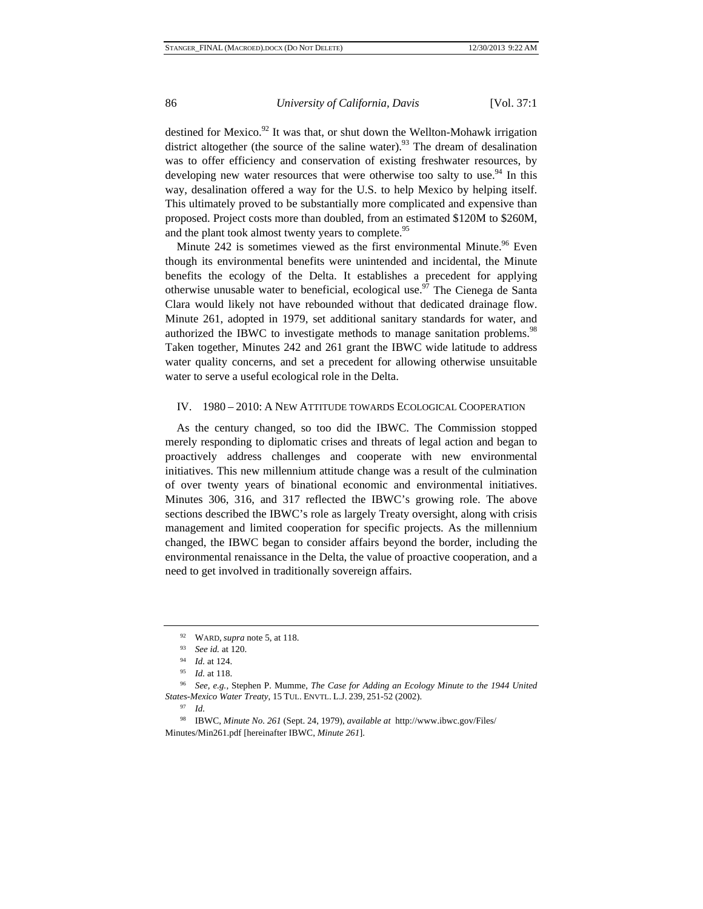destined for Mexico.[92] It was that, or shut down the Wellton-Mohawk irrigation district altogether (the source of the saline water).[93] The dream of desalination was to offer efficiency and conservation of existing freshwater resources, by developing new water resources that were otherwise too salty to use.[94] In this way, desalination offered a way for the U.S. to help Mexico by helping itself. This ultimately proved to be substantially more complicated and expensive than proposed. Project costs more than doubled, from an estimated $120M to $260M, and the plant took almost twenty years to complete.[95]

Minute 242 is sometimes viewed as the first environmental Minute.[96] Even though its environmental benefits were unintended and incidental, the Minute benefits the ecology of the Delta. It establishes a precedent for applying otherwise unusable water to beneficial, ecological use.[97] The Cienega de Santa Clara would likely not have rebounded without that dedicated drainage flow. Minute 261, adopted in 1979, set additional sanitary standards for water, and authorized the IBWC to investigate methods to manage sanitation problems.[98] Taken together, Minutes 242 and 261 grant the IBWC wide latitude to address water quality concerns, and set a precedent for allowing otherwise unsuitable water to serve a useful ecological role in the Delta.

## IV. 1980 – 2010: A New Attitude towards Ecological Cooperation

As the century changed, so too did the IBWC. The Commission stopped merely responding to diplomatic crises and threats of legal action and began to proactively address challenges and cooperate with new environmental initiatives. This new millennium attitude change was a result of the culmination of over twenty years of binational economic and environmental initiatives. Minutes 306, 316, and 317 reflected the IBWC's growing role. The above sections described the IBWC's role as largely Treaty oversight, along with crisis management and limited cooperation for specific projects. As the millennium changed, the IBWC began to consider affairs beyond the border, including the environmental renaissance in the Delta, the value of proactive cooperation, and a need to get involved in traditionally sovereign affairs.

---

[92] Ward, *supra* note 5, at 118.

[93] *See id.* at 120.

[94] *Id.* at 124.

[95] *Id.* at 118.

[96] *See, e.g.*, Stephen P. Mumme, *The Case for Adding an Ecology Minute to the 1944 United States-Mexico Water Treaty*, 15 Tul. Envtl. L.J. 239, 251-52 (2002).

[97] *Id.*

[98] IBWC, *Minute No. 261* (Sept. 24, 1979), *available at* http://www.ibwc.gov/Files/Minutes/Min261.pdf [hereinafter IBWC, *Minute 261*].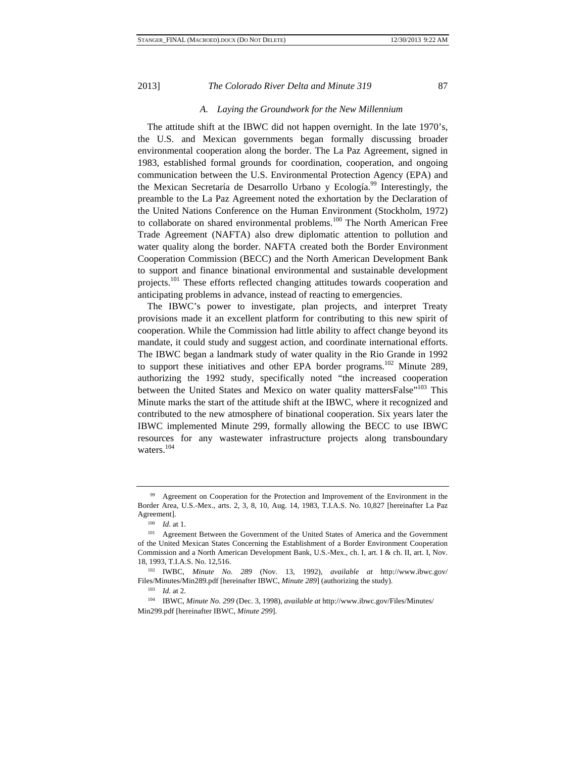### A. Laying the Groundwork for the New Millennium

The attitude shift at the IBWC did not happen overnight. In the late 1970's, the U.S. and Mexican governments began formally discussing broader environmental cooperation along the border. The La Paz Agreement, signed in 1983, established formal grounds for coordination, cooperation, and ongoing communication between the U.S. Environmental Protection Agency (EPA) and the Mexican Secretaría de Desarrollo Urbano y Ecología.[99] Interestingly, the preamble to the La Paz Agreement noted the exhortation by the Declaration of the United Nations Conference on the Human Environment (Stockholm, 1972) to collaborate on shared environmental problems.[100] The North American Free Trade Agreement (NAFTA) also drew diplomatic attention to pollution and water quality along the border. NAFTA created both the Border Environment Cooperation Commission (BECC) and the North American Development Bank to support and finance binational environmental and sustainable development projects.[101] These efforts reflected changing attitudes towards cooperation and anticipating problems in advance, instead of reacting to emergencies.

The IBWC's power to investigate, plan projects, and interpret Treaty provisions made it an excellent platform for contributing to this new spirit of cooperation. While the Commission had little ability to affect change beyond its mandate, it could study and suggest action, and coordinate international efforts. The IBWC began a landmark study of water quality in the Rio Grande in 1992 to support these initiatives and other EPA border programs.[102] Minute 289, authorizing the 1992 study, specifically noted "the increased cooperation between the United States and Mexico on water quality mattersFalse"[103] This Minute marks the start of the attitude shift at the IBWC, where it recognized and contributed to the new atmosphere of binational cooperation. Six years later the IBWC implemented Minute 299, formally allowing the BECC to use IBWC resources for any wastewater infrastructure projects along transboundary waters.[104]

---

[99] Agreement on Cooperation for the Protection and Improvement of the Environment in the Border Area, U.S.-Mex., arts. 2, 3, 8, 10, Aug. 14, 1983, T.I.A.S. No. 10,827 [hereinafter La Paz Agreement].

[100] *Id.* at 1.

[101] Agreement Between the Government of the United States of America and the Government of the United Mexican States Concerning the Establishment of a Border Environment Cooperation Commission and a North American Development Bank, U.S.-Mex., ch. I, art. I & ch. II, art. I, Nov. 18, 1993, T.I.A.S. No. 12,516.

[102] IWBC, *Minute No. 289* (Nov. 13, 1992), *available at* http://www.ibwc.gov/Files/Minutes/Min289.pdf [hereinafter IBWC, *Minute 289*] (authorizing the study).

[103] *Id.* at 2.

[104] IBWC, *Minute No. 299* (Dec. 3, 1998), *available at* http://www.ibwc.gov/Files/Minutes/Min299.pdf [hereinafter IBWC, *Minute 299*].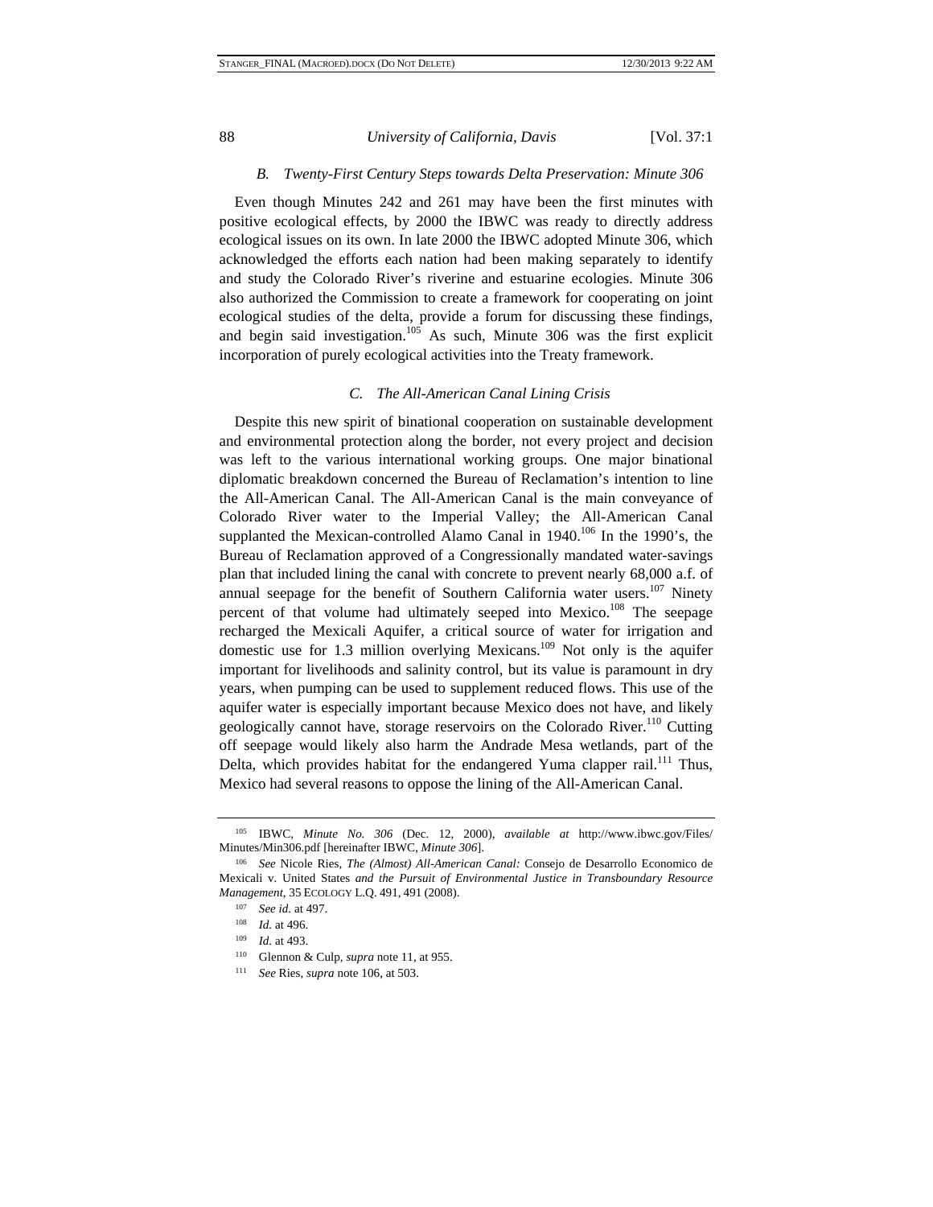### *B. Twenty-First Century Steps towards Delta Preservation: Minute 306*

Even though Minutes 242 and 261 may have been the first minutes with positive ecological effects, by 2000 the IBWC was ready to directly address ecological issues on its own. In late 2000 the IBWC adopted Minute 306, which acknowledged the efforts each nation had been making separately to identify and study the Colorado River's riverine and estuarine ecologies. Minute 306 also authorized the Commission to create a framework for cooperating on joint ecological studies of the delta, provide a forum for discussing these findings, and begin said investigation.[105] As such, Minute 306 was the first explicit incorporation of purely ecological activities into the Treaty framework.

### *C. The All-American Canal Lining Crisis*

Despite this new spirit of binational cooperation on sustainable development and environmental protection along the border, not every project and decision was left to the various international working groups. One major binational diplomatic breakdown concerned the Bureau of Reclamation's intention to line the All-American Canal. The All-American Canal is the main conveyance of Colorado River water to the Imperial Valley; the All-American Canal supplanted the Mexican-controlled Alamo Canal in 1940.[106] In the 1990's, the Bureau of Reclamation approved of a Congressionally mandated water-savings plan that included lining the canal with concrete to prevent nearly 68,000 a.f. of annual seepage for the benefit of Southern California water users.[107] Ninety percent of that volume had ultimately seeped into Mexico.[108] The seepage recharged the Mexicali Aquifer, a critical source of water for irrigation and domestic use for 1.3 million overlying Mexicans.[109] Not only is the aquifer important for livelihoods and salinity control, but its value is paramount in dry years, when pumping can be used to supplement reduced flows. This use of the aquifer water is especially important because Mexico does not have, and likely geologically cannot have, storage reservoirs on the Colorado River.[110] Cutting off seepage would likely also harm the Andrade Mesa wetlands, part of the Delta, which provides habitat for the endangered Yuma clapper rail.[111] Thus, Mexico had several reasons to oppose the lining of the All-American Canal.

---

[105] IBWC, *Minute No. 306* (Dec. 12, 2000), *available at* http://www.ibwc.gov/Files/Minutes/Min306.pdf [hereinafter IBWC, *Minute 306*].

[106] *See* Nicole Ries, *The (Almost) All-American Canal:* Consejo de Desarrollo Economico de Mexicali v. United States *and the Pursuit of Environmental Justice in Transboundary Resource Management*, 35 ECOLOGY L.Q. 491, 491 (2008).

[107] *See id.* at 497.

[108] *Id.* at 496.

[109] *Id.* at 493.

[110] Glennon & Culp, *supra* note 11, at 955.

[111] *See* Ries, *supra* note 106, at 503.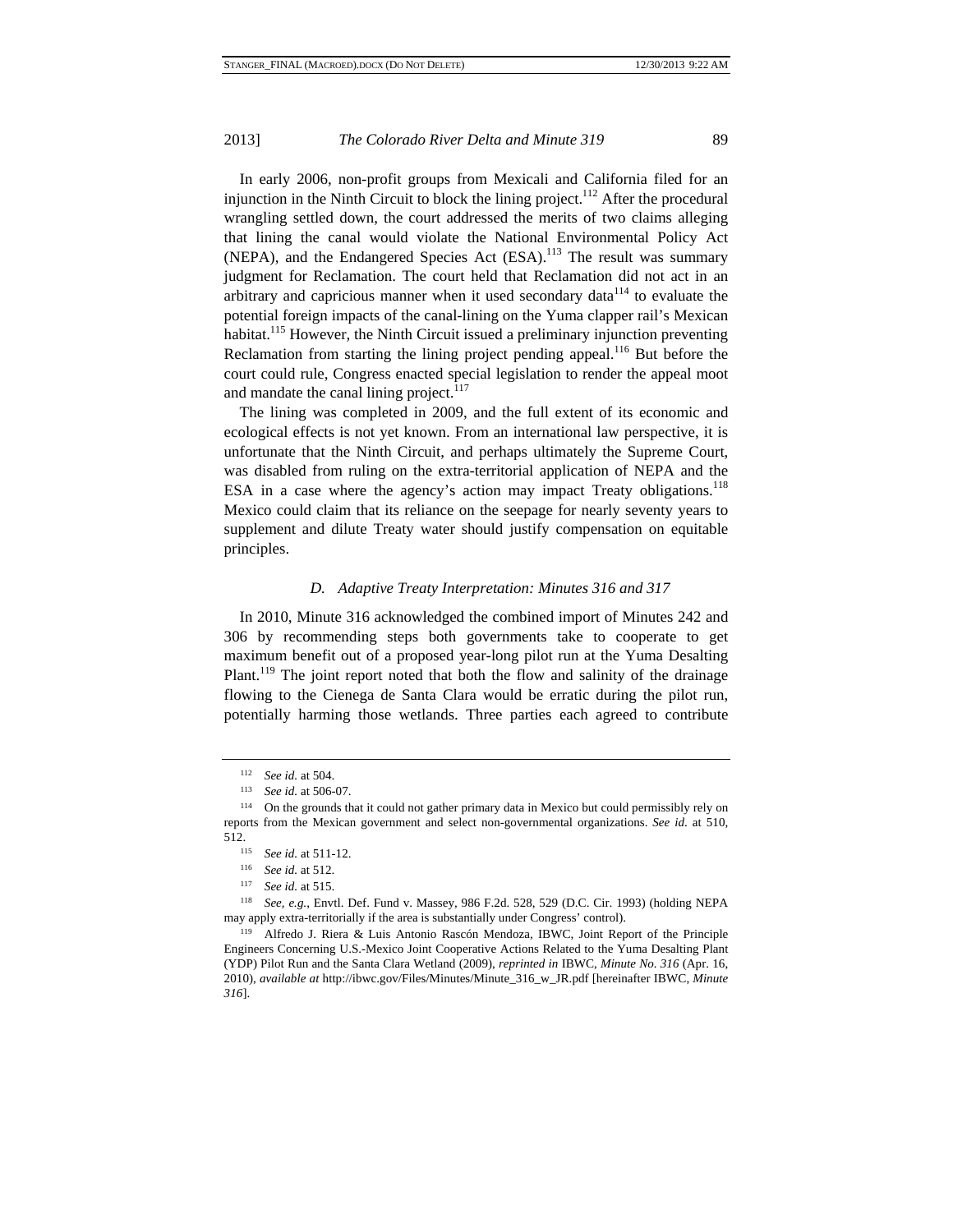In early 2006, non-profit groups from Mexicali and California filed for an injunction in the Ninth Circuit to block the lining project.[112] After the procedural wrangling settled down, the court addressed the merits of two claims alleging that lining the canal would violate the National Environmental Policy Act (NEPA), and the Endangered Species Act (ESA).[113] The result was summary judgment for Reclamation. The court held that Reclamation did not act in an arbitrary and capricious manner when it used secondary data[114] to evaluate the potential foreign impacts of the canal-lining on the Yuma clapper rail's Mexican habitat.[115] However, the Ninth Circuit issued a preliminary injunction preventing Reclamation from starting the lining project pending appeal.[116] But before the court could rule, Congress enacted special legislation to render the appeal moot and mandate the canal lining project.[117]

The lining was completed in 2009, and the full extent of its economic and ecological effects is not yet known. From an international law perspective, it is unfortunate that the Ninth Circuit, and perhaps ultimately the Supreme Court, was disabled from ruling on the extra-territorial application of NEPA and the ESA in a case where the agency's action may impact Treaty obligations.[118] Mexico could claim that its reliance on the seepage for nearly seventy years to supplement and dilute Treaty water should justify compensation on equitable principles.

### *D. Adaptive Treaty Interpretation: Minutes 316 and 317*

In 2010, Minute 316 acknowledged the combined import of Minutes 242 and 306 by recommending steps both governments take to cooperate to get maximum benefit out of a proposed year-long pilot run at the Yuma Desalting Plant.[119] The joint report noted that both the flow and salinity of the drainage flowing to the Cienega de Santa Clara would be erratic during the pilot run, potentially harming those wetlands. Three parties each agreed to contribute

---

[112] *See id.* at 504.

[113] *See id.* at 506-07.

[114] On the grounds that it could not gather primary data in Mexico but could permissibly rely on reports from the Mexican government and select non-governmental organizations. *See id.* at 510, 512.

[115] *See id.* at 511-12.

[116] *See id.* at 512.

[117] *See id.* at 515.

[118] *See, e.g.*, Envtl. Def. Fund v. Massey, 986 F.2d. 528, 529 (D.C. Cir. 1993) (holding NEPA may apply extra-territorially if the area is substantially under Congress' control).

[119] Alfredo J. Riera & Luis Antonio Rascón Mendoza, IBWC, Joint Report of the Principle Engineers Concerning U.S.-Mexico Joint Cooperative Actions Related to the Yuma Desalting Plant (YDP) Pilot Run and the Santa Clara Wetland (2009), *reprinted in* IBWC, *Minute No. 316* (Apr. 16, 2010), *available at* http://ibwc.gov/Files/Minutes/Minute_316_w_JR.pdf [hereinafter IBWC, *Minute 316*].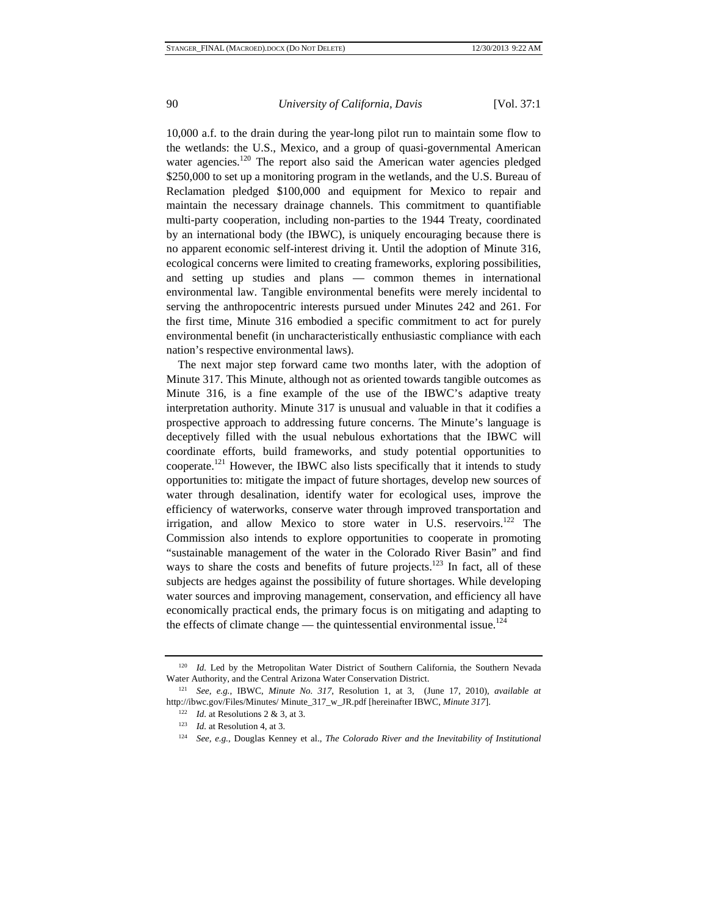10,000 a.f. to the drain during the year-long pilot run to maintain some flow to the wetlands: the U.S., Mexico, and a group of quasi-governmental American water agencies.[120] The report also said the American water agencies pledged $250,000 to set up a monitoring program in the wetlands, and the U.S. Bureau of Reclamation pledged $100,000 and equipment for Mexico to repair and maintain the necessary drainage channels. This commitment to quantifiable multi-party cooperation, including non-parties to the 1944 Treaty, coordinated by an international body (the IBWC), is uniquely encouraging because there is no apparent economic self-interest driving it. Until the adoption of Minute 316, ecological concerns were limited to creating frameworks, exploring possibilities, and setting up studies and plans — common themes in international environmental law. Tangible environmental benefits were merely incidental to serving the anthropocentric interests pursued under Minutes 242 and 261. For the first time, Minute 316 embodied a specific commitment to act for purely environmental benefit (in uncharacteristically enthusiastic compliance with each nation's respective environmental laws).

The next major step forward came two months later, with the adoption of Minute 317. This Minute, although not as oriented towards tangible outcomes as Minute 316, is a fine example of the use of the IBWC's adaptive treaty interpretation authority. Minute 317 is unusual and valuable in that it codifies a prospective approach to addressing future concerns. The Minute's language is deceptively filled with the usual nebulous exhortations that the IBWC will coordinate efforts, build frameworks, and study potential opportunities to cooperate.[121] However, the IBWC also lists specifically that it intends to study opportunities to: mitigate the impact of future shortages, develop new sources of water through desalination, identify water for ecological uses, improve the efficiency of waterworks, conserve water through improved transportation and irrigation, and allow Mexico to store water in U.S. reservoirs.[122] The Commission also intends to explore opportunities to cooperate in promoting "sustainable management of the water in the Colorado River Basin" and find ways to share the costs and benefits of future projects.[123] In fact, all of these subjects are hedges against the possibility of future shortages. While developing water sources and improving management, conservation, and efficiency all have economically practical ends, the primary focus is on mitigating and adapting to the effects of climate change — the quintessential environmental issue.[124]

---

[120] *Id.* Led by the Metropolitan Water District of Southern California, the Southern Nevada Water Authority, and the Central Arizona Water Conservation District.

[121] *See, e.g.*, IBWC, *Minute No. 317*, Resolution 1, at 3, (June 17, 2010), *available at* http://ibwc.gov/Files/Minutes/ Minute_317_w_JR.pdf [hereinafter IBWC, *Minute 317*].

[122] *Id.* at Resolutions 2 & 3, at 3.

[123] *Id.* at Resolution 4, at 3.

[124] *See, e.g.*, Douglas Kenney et al., *The Colorado River and the Inevitability of Institutional*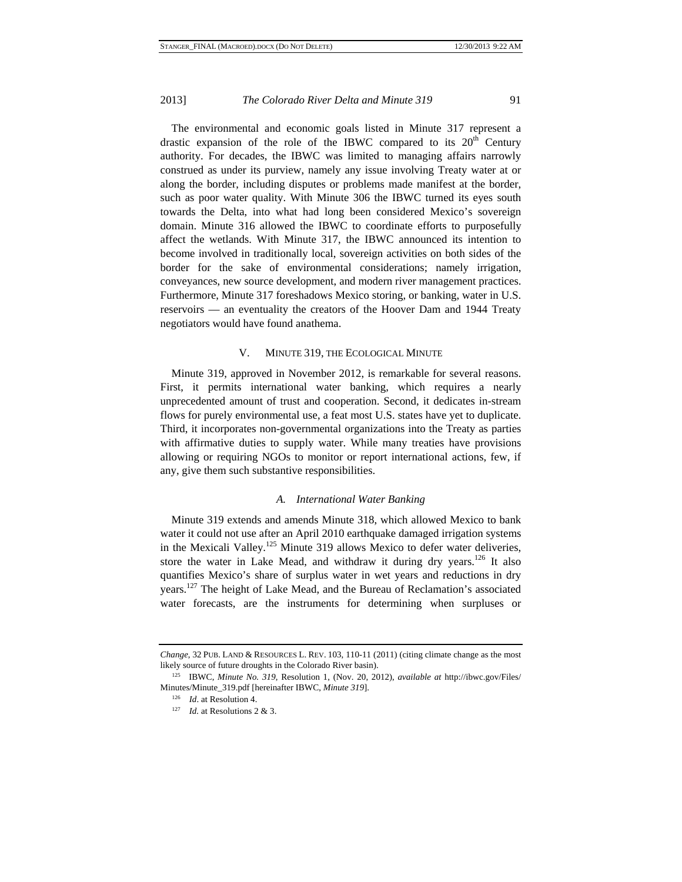The environmental and economic goals listed in Minute 317 represent a drastic expansion of the role of the IBWC compared to its 20th Century authority. For decades, the IBWC was limited to managing affairs narrowly construed as under its purview, namely any issue involving Treaty water at or along the border, including disputes or problems made manifest at the border, such as poor water quality. With Minute 306 the IBWC turned its eyes south towards the Delta, into what had long been considered Mexico's sovereign domain. Minute 316 allowed the IBWC to coordinate efforts to purposefully affect the wetlands. With Minute 317, the IBWC announced its intention to become involved in traditionally local, sovereign activities on both sides of the border for the sake of environmental considerations; namely irrigation, conveyances, new source development, and modern river management practices. Furthermore, Minute 317 foreshadows Mexico storing, or banking, water in U.S. reservoirs — an eventuality the creators of the Hoover Dam and 1944 Treaty negotiators would have found anathema.

## V. Minute 319, the Ecological Minute

Minute 319, approved in November 2012, is remarkable for several reasons. First, it permits international water banking, which requires a nearly unprecedented amount of trust and cooperation. Second, it dedicates in-stream flows for purely environmental use, a feat most U.S. states have yet to duplicate. Third, it incorporates non-governmental organizations into the Treaty as parties with affirmative duties to supply water. While many treaties have provisions allowing or requiring NGOs to monitor or report international actions, few, if any, give them such substantive responsibilities.

### *A. International Water Banking*

Minute 319 extends and amends Minute 318, which allowed Mexico to bank water it could not use after an April 2010 earthquake damaged irrigation systems in the Mexicali Valley.[125] Minute 319 allows Mexico to defer water deliveries, store the water in Lake Mead, and withdraw it during dry years.[126] It also quantifies Mexico's share of surplus water in wet years and reductions in dry years.[127] The height of Lake Mead, and the Bureau of Reclamation's associated water forecasts, are the instruments for determining when surpluses or

---

*Change*, 32 Pub. Land & Resources L. Rev. 103, 110-11 (2011) (citing climate change as the most likely source of future droughts in the Colorado River basin).

[125] IBWC, *Minute No. 319*, Resolution 1, (Nov. 20, 2012), *available at* http://ibwc.gov/Files/Minutes/Minute_319.pdf [hereinafter IBWC, *Minute 319*].

[126] *Id*. at Resolution 4.

[127] *Id.* at Resolutions 2 & 3.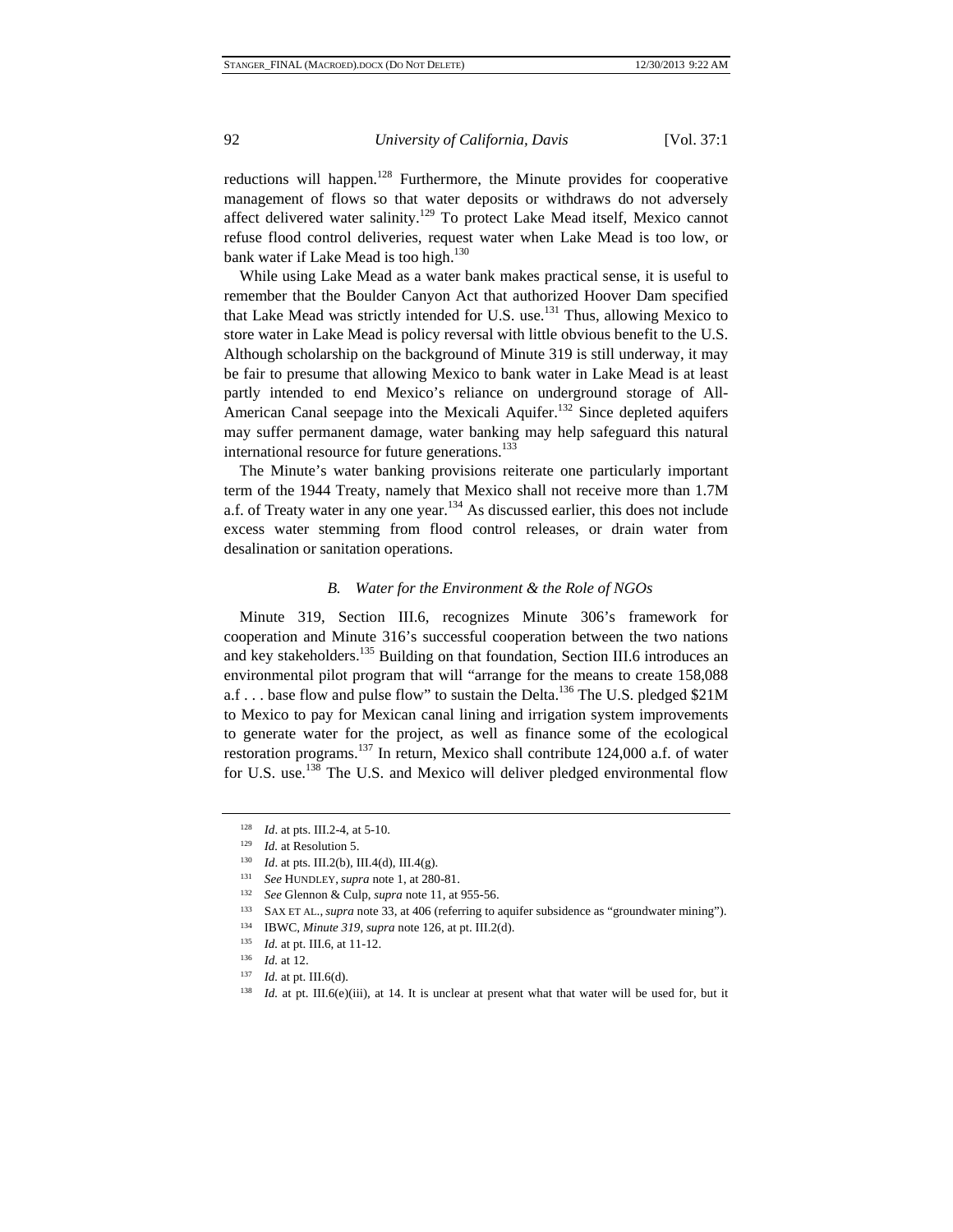reductions will happen.[128] Furthermore, the Minute provides for cooperative management of flows so that water deposits or withdraws do not adversely affect delivered water salinity.[129] To protect Lake Mead itself, Mexico cannot refuse flood control deliveries, request water when Lake Mead is too low, or bank water if Lake Mead is too high.[130]

While using Lake Mead as a water bank makes practical sense, it is useful to remember that the Boulder Canyon Act that authorized Hoover Dam specified that Lake Mead was strictly intended for U.S. use.[131] Thus, allowing Mexico to store water in Lake Mead is policy reversal with little obvious benefit to the U.S. Although scholarship on the background of Minute 319 is still underway, it may be fair to presume that allowing Mexico to bank water in Lake Mead is at least partly intended to end Mexico's reliance on underground storage of All-American Canal seepage into the Mexicali Aquifer.[132] Since depleted aquifers may suffer permanent damage, water banking may help safeguard this natural international resource for future generations.[133]

The Minute's water banking provisions reiterate one particularly important term of the 1944 Treaty, namely that Mexico shall not receive more than 1.7M a.f. of Treaty water in any one year.[134] As discussed earlier, this does not include excess water stemming from flood control releases, or drain water from desalination or sanitation operations.

### *B. Water for the Environment & the Role of NGOs*

Minute 319, Section III.6, recognizes Minute 306's framework for cooperation and Minute 316's successful cooperation between the two nations and key stakeholders.[135] Building on that foundation, Section III.6 introduces an environmental pilot program that will "arrange for the means to create 158,088 a.f . . . base flow and pulse flow" to sustain the Delta.[136] The U.S. pledged $21M to Mexico to pay for Mexican canal lining and irrigation system improvements to generate water for the project, as well as finance some of the ecological restoration programs.[137] In return, Mexico shall contribute 124,000 a.f. of water for U.S. use.[138] The U.S. and Mexico will deliver pledged environmental flow

---

[128] *Id*. at pts. III.2-4, at 5-10.

[129] *Id.* at Resolution 5.

[130] *Id*. at pts. III.2(b), III.4(d), III.4(g).

[131] *See* HUNDLEY, *supra* note 1, at 280-81.

[132] *See* Glennon & Culp, *supra* note 11, at 955-56.

[133] SAX ET AL., *supra* note 33, at 406 (referring to aquifer subsidence as "groundwater mining").

[134] IBWC, *Minute 319*, *supra* note 126, at pt. III.2(d).

[135] *Id.* at pt. III.6, at 11-12.

[136] *Id.* at 12.

[137] *Id.* at pt. III.6(d).

[138] *Id.* at pt. III.6(e)(iii), at 14. It is unclear at present what that water will be used for, but it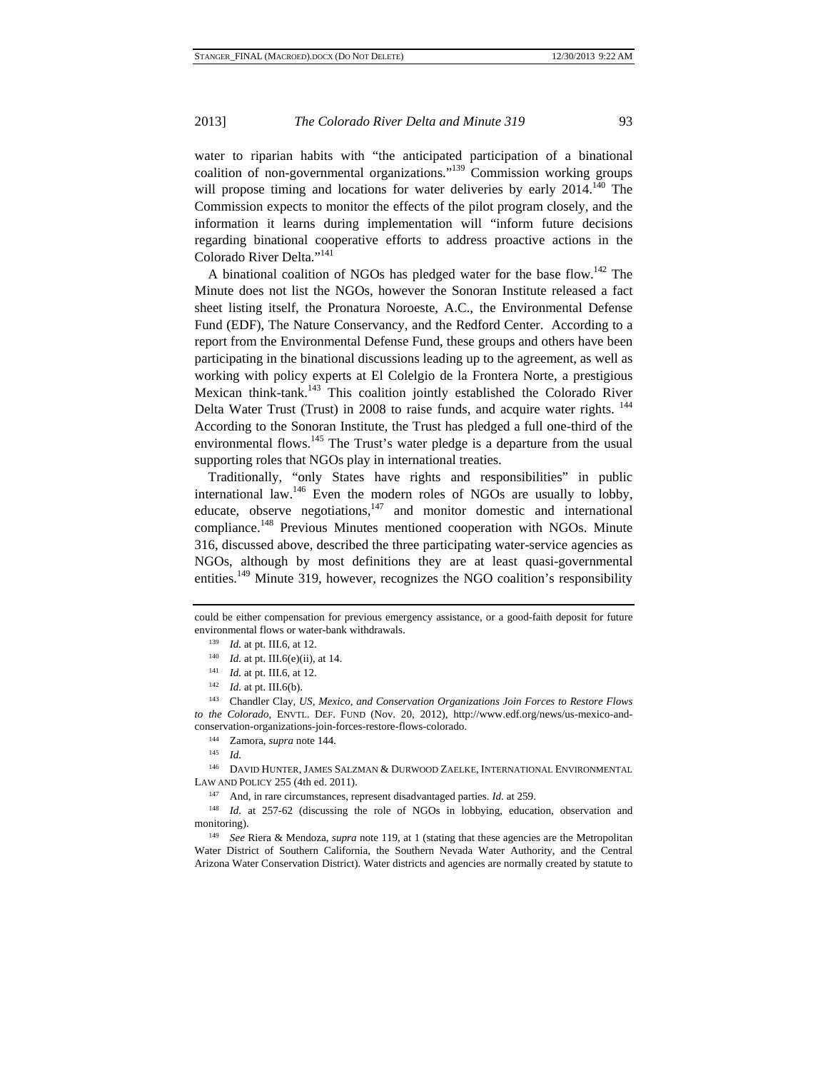water to riparian habits with "the anticipated participation of a binational coalition of non-governmental organizations."[139] Commission working groups will propose timing and locations for water deliveries by early 2014.[140] The Commission expects to monitor the effects of the pilot program closely, and the information it learns during implementation will "inform future decisions regarding binational cooperative efforts to address proactive actions in the Colorado River Delta."[141]

A binational coalition of NGOs has pledged water for the base flow.[142] The Minute does not list the NGOs, however the Sonoran Institute released a fact sheet listing itself, the Pronatura Noroeste, A.C., the Environmental Defense Fund (EDF), The Nature Conservancy, and the Redford Center. According to a report from the Environmental Defense Fund, these groups and others have been participating in the binational discussions leading up to the agreement, as well as working with policy experts at El Colelgio de la Frontera Norte, a prestigious Mexican think-tank.[143] This coalition jointly established the Colorado River Delta Water Trust (Trust) in 2008 to raise funds, and acquire water rights.[144] According to the Sonoran Institute, the Trust has pledged a full one-third of the environmental flows.[145] The Trust's water pledge is a departure from the usual supporting roles that NGOs play in international treaties.

Traditionally, "only States have rights and responsibilities" in public international law.[146] Even the modern roles of NGOs are usually to lobby, educate, observe negotiations,[147] and monitor domestic and international compliance.[148] Previous Minutes mentioned cooperation with NGOs. Minute 316, discussed above, described the three participating water-service agencies as NGOs, although by most definitions they are at least quasi-governmental entities.[149] Minute 319, however, recognizes the NGO coalition's responsibility

---

could be either compensation for previous emergency assistance, or a good-faith deposit for future environmental flows or water-bank withdrawals.

[139] *Id.* at pt. III.6, at 12.

[140] *Id.* at pt. III.6(e)(ii), at 14.

[141] *Id.* at pt. III.6, at 12.

[142] *Id.* at pt. III.6(b).

[143] Chandler Clay, *US, Mexico, and Conservation Organizations Join Forces to Restore Flows to the Colorado*, ENVTL. DEF. FUND (Nov. 20, 2012), http://www.edf.org/news/us-mexico-and-conservation-organizations-join-forces-restore-flows-colorado.

[144] Zamora, *supra* note 144.

[145] *Id.*

[146] DAVID HUNTER, JAMES SALZMAN & DURWOOD ZAELKE, INTERNATIONAL ENVIRONMENTAL LAW AND POLICY 255 (4th ed. 2011).

[147] And, in rare circumstances, represent disadvantaged parties. *Id.* at 259.

[148] *Id.* at 257-62 (discussing the role of NGOs in lobbying, education, observation and monitoring).

[149] *See* Riera & Mendoza, *supra* note 119, at 1 (stating that these agencies are the Metropolitan Water District of Southern California, the Southern Nevada Water Authority, and the Central Arizona Water Conservation District). Water districts and agencies are normally created by statute to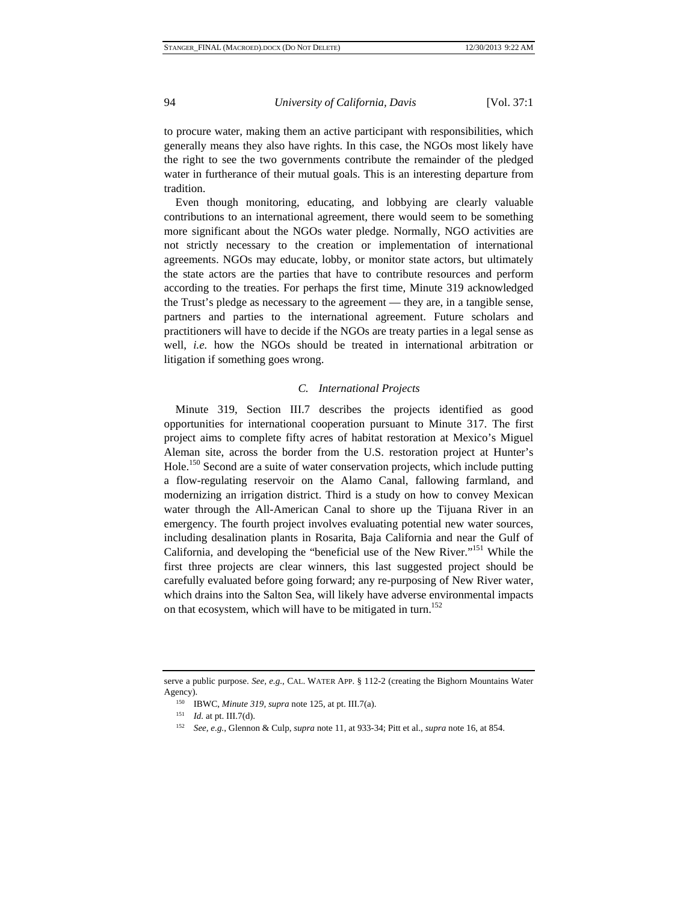to procure water, making them an active participant with responsibilities, which generally means they also have rights. In this case, the NGOs most likely have the right to see the two governments contribute the remainder of the pledged water in furtherance of their mutual goals. This is an interesting departure from tradition.

Even though monitoring, educating, and lobbying are clearly valuable contributions to an international agreement, there would seem to be something more significant about the NGOs water pledge. Normally, NGO activities are not strictly necessary to the creation or implementation of international agreements. NGOs may educate, lobby, or monitor state actors, but ultimately the state actors are the parties that have to contribute resources and perform according to the treaties. For perhaps the first time, Minute 319 acknowledged the Trust's pledge as necessary to the agreement — they are, in a tangible sense, partners and parties to the international agreement. Future scholars and practitioners will have to decide if the NGOs are treaty parties in a legal sense as well, *i.e.* how the NGOs should be treated in international arbitration or litigation if something goes wrong.

### *C. International Projects*

Minute 319, Section III.7 describes the projects identified as good opportunities for international cooperation pursuant to Minute 317. The first project aims to complete fifty acres of habitat restoration at Mexico's Miguel Aleman site, across the border from the U.S. restoration project at Hunter's Hole.[150] Second are a suite of water conservation projects, which include putting a flow-regulating reservoir on the Alamo Canal, fallowing farmland, and modernizing an irrigation district. Third is a study on how to convey Mexican water through the All-American Canal to shore up the Tijuana River in an emergency. The fourth project involves evaluating potential new water sources, including desalination plants in Rosarita, Baja California and near the Gulf of California, and developing the "beneficial use of the New River."[151] While the first three projects are clear winners, this last suggested project should be carefully evaluated before going forward; any re-purposing of New River water, which drains into the Salton Sea, will likely have adverse environmental impacts on that ecosystem, which will have to be mitigated in turn.[152]

---

serve a public purpose. *See, e.g.*, CAL. WATER APP. § 112-2 (creating the Bighorn Mountains Water Agency).

[150] IBWC, *Minute 319*, *supra* note 125, at pt. III.7(a).

[151] *Id.* at pt. III.7(d).

[152] *See, e.g.*, Glennon & Culp, *supra* note 11, at 933-34; Pitt et al., *supra* note 16, at 854.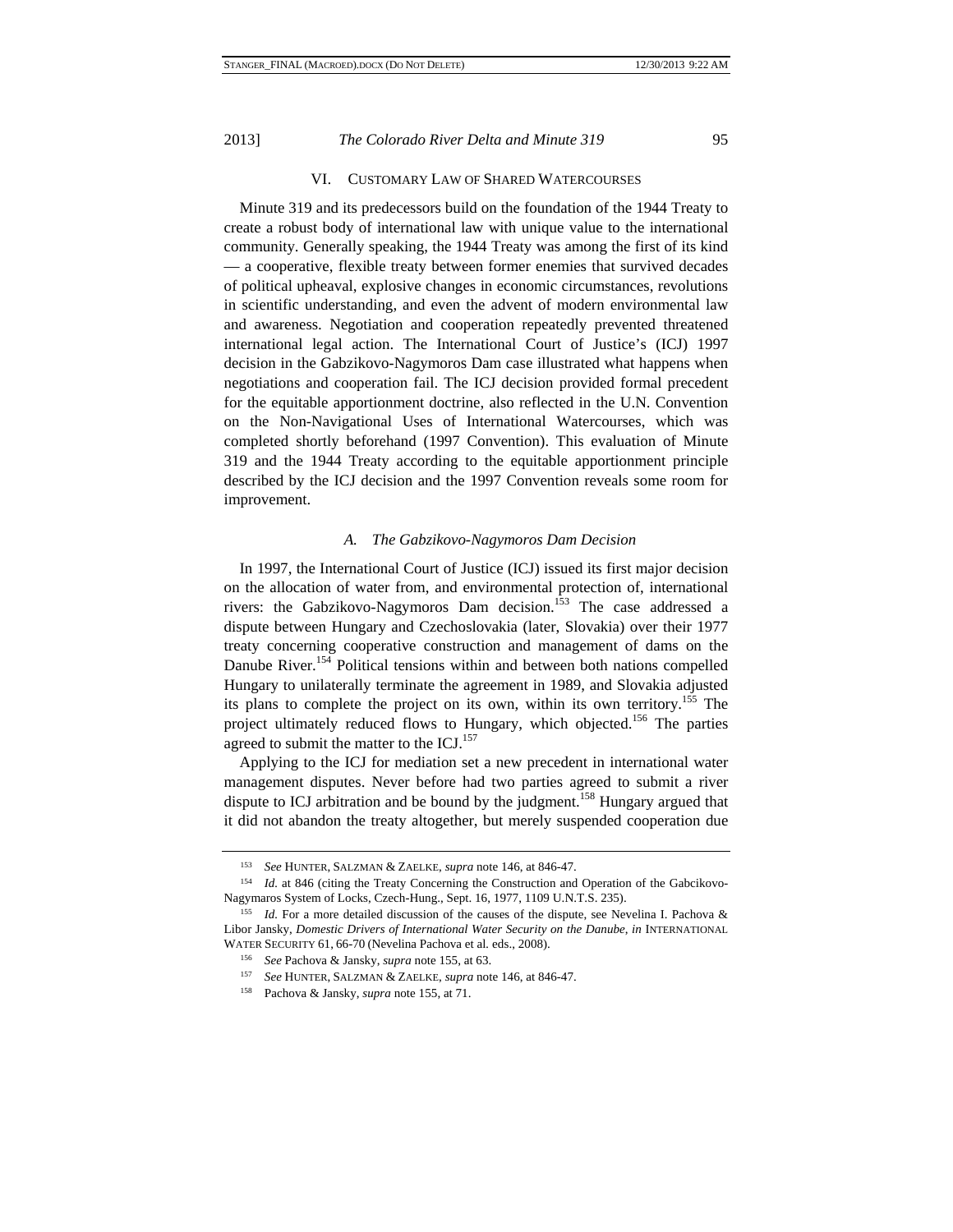## VI. CUSTOMARY LAW OF SHARED WATERCOURSES

Minute 319 and its predecessors build on the foundation of the 1944 Treaty to create a robust body of international law with unique value to the international community. Generally speaking, the 1944 Treaty was among the first of its kind — a cooperative, flexible treaty between former enemies that survived decades of political upheaval, explosive changes in economic circumstances, revolutions in scientific understanding, and even the advent of modern environmental law and awareness. Negotiation and cooperation repeatedly prevented threatened international legal action. The International Court of Justice's (ICJ) 1997 decision in the Gabzikovo-Nagymoros Dam case illustrated what happens when negotiations and cooperation fail. The ICJ decision provided formal precedent for the equitable apportionment doctrine, also reflected in the U.N. Convention on the Non-Navigational Uses of International Watercourses, which was completed shortly beforehand (1997 Convention). This evaluation of Minute 319 and the 1944 Treaty according to the equitable apportionment principle described by the ICJ decision and the 1997 Convention reveals some room for improvement.

### *A. The Gabzikovo-Nagymoros Dam Decision*

In 1997, the International Court of Justice (ICJ) issued its first major decision on the allocation of water from, and environmental protection of, international rivers: the Gabzikovo-Nagymoros Dam decision.[153] The case addressed a dispute between Hungary and Czechoslovakia (later, Slovakia) over their 1977 treaty concerning cooperative construction and management of dams on the Danube River.[154] Political tensions within and between both nations compelled Hungary to unilaterally terminate the agreement in 1989, and Slovakia adjusted its plans to complete the project on its own, within its own territory.[155] The project ultimately reduced flows to Hungary, which objected.[156] The parties agreed to submit the matter to the ICJ.[157]

Applying to the ICJ for mediation set a new precedent in international water management disputes. Never before had two parties agreed to submit a river dispute to ICJ arbitration and be bound by the judgment.[158] Hungary argued that it did not abandon the treaty altogether, but merely suspended cooperation due

---

[153] *See* HUNTER, SALZMAN & ZAELKE, *supra* note 146, at 846-47.

[154] *Id.* at 846 (citing the Treaty Concerning the Construction and Operation of the Gabcikovo-Nagymaros System of Locks, Czech-Hung., Sept. 16, 1977, 1109 U.N.T.S. 235).

[155] *Id.* For a more detailed discussion of the causes of the dispute, see Nevelina I. Pachova & Libor Jansky, *Domestic Drivers of International Water Security on the Danube*, *in* INTERNATIONAL WATER SECURITY 61, 66-70 (Nevelina Pachova et al. eds., 2008).

[156] *See* Pachova & Jansky, *supra* note 155, at 63.

[157] *See* HUNTER, SALZMAN & ZAELKE, *supra* note 146, at 846-47.

[158] Pachova & Jansky, *supra* note 155, at 71.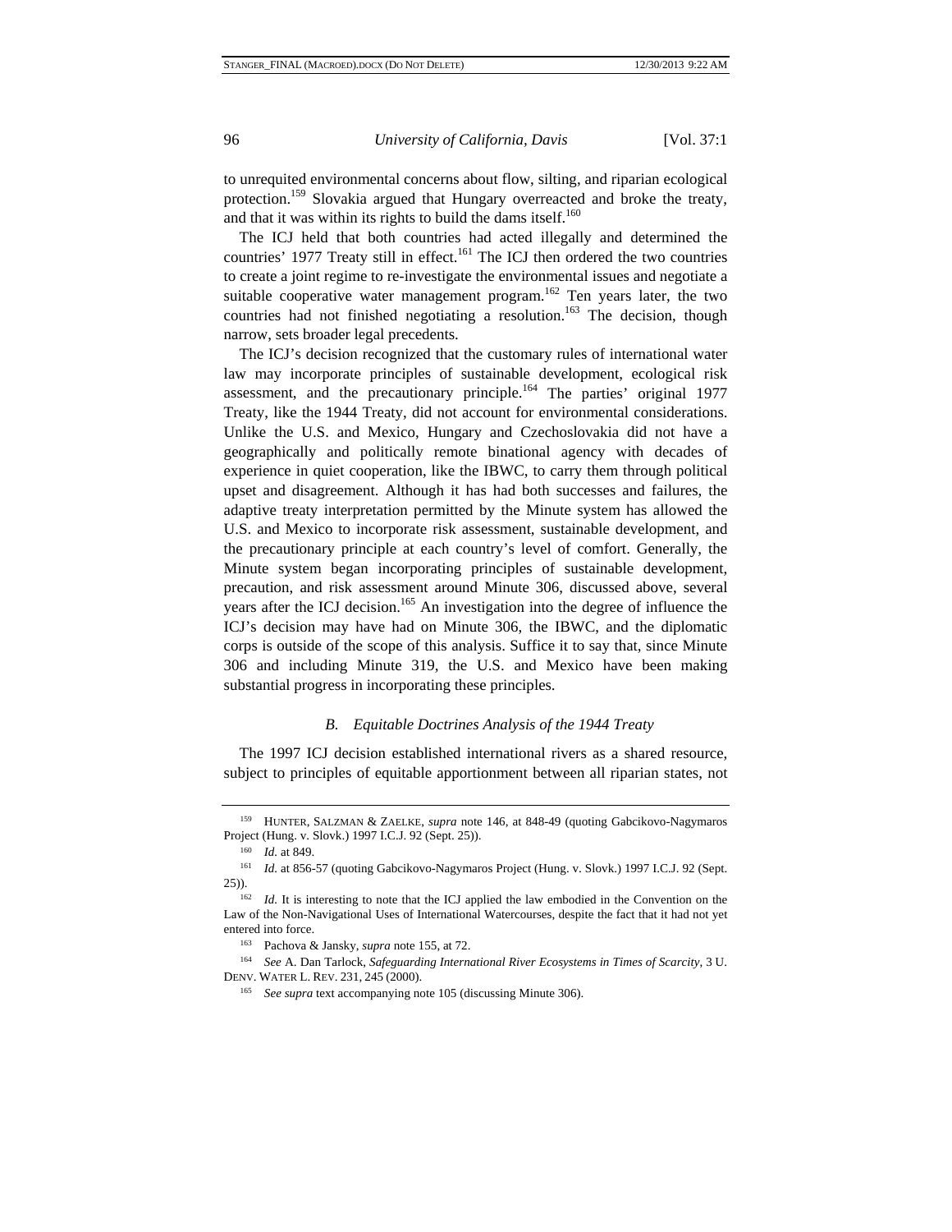to unrequited environmental concerns about flow, silting, and riparian ecological protection.[159] Slovakia argued that Hungary overreacted and broke the treaty, and that it was within its rights to build the dams itself.[160]

The ICJ held that both countries had acted illegally and determined the countries' 1977 Treaty still in effect.[161] The ICJ then ordered the two countries to create a joint regime to re-investigate the environmental issues and negotiate a suitable cooperative water management program.[162] Ten years later, the two countries had not finished negotiating a resolution.[163] The decision, though narrow, sets broader legal precedents.

The ICJ's decision recognized that the customary rules of international water law may incorporate principles of sustainable development, ecological risk assessment, and the precautionary principle.[164] The parties' original 1977 Treaty, like the 1944 Treaty, did not account for environmental considerations. Unlike the U.S. and Mexico, Hungary and Czechoslovakia did not have a geographically and politically remote binational agency with decades of experience in quiet cooperation, like the IBWC, to carry them through political upset and disagreement. Although it has had both successes and failures, the adaptive treaty interpretation permitted by the Minute system has allowed the U.S. and Mexico to incorporate risk assessment, sustainable development, and the precautionary principle at each country's level of comfort. Generally, the Minute system began incorporating principles of sustainable development, precaution, and risk assessment around Minute 306, discussed above, several years after the ICJ decision.[165] An investigation into the degree of influence the ICJ's decision may have had on Minute 306, the IBWC, and the diplomatic corps is outside of the scope of this analysis. Suffice it to say that, since Minute 306 and including Minute 319, the U.S. and Mexico have been making substantial progress in incorporating these principles.

### *B. Equitable Doctrines Analysis of the 1944 Treaty*

The 1997 ICJ decision established international rivers as a shared resource, subject to principles of equitable apportionment between all riparian states, not

---

[159] HUNTER, SALZMAN & ZAELKE, *supra* note 146, at 848-49 (quoting Gabcikovo-Nagymaros Project (Hung. v. Slovk.) 1997 I.C.J. 92 (Sept. 25)).

[160] *Id.* at 849.

[161] *Id.* at 856-57 (quoting Gabcikovo-Nagymaros Project (Hung. v. Slovk.) 1997 I.C.J. 92 (Sept. 25)).

[162] *Id.* It is interesting to note that the ICJ applied the law embodied in the Convention on the Law of the Non-Navigational Uses of International Watercourses, despite the fact that it had not yet entered into force.

[163] Pachova & Jansky, *supra* note 155, at 72.

[164] *See* A. Dan Tarlock, *Safeguarding International River Ecosystems in Times of Scarcity*, 3 U. DENV. WATER L. REV. 231, 245 (2000).

[165] *See supra* text accompanying note 105 (discussing Minute 306).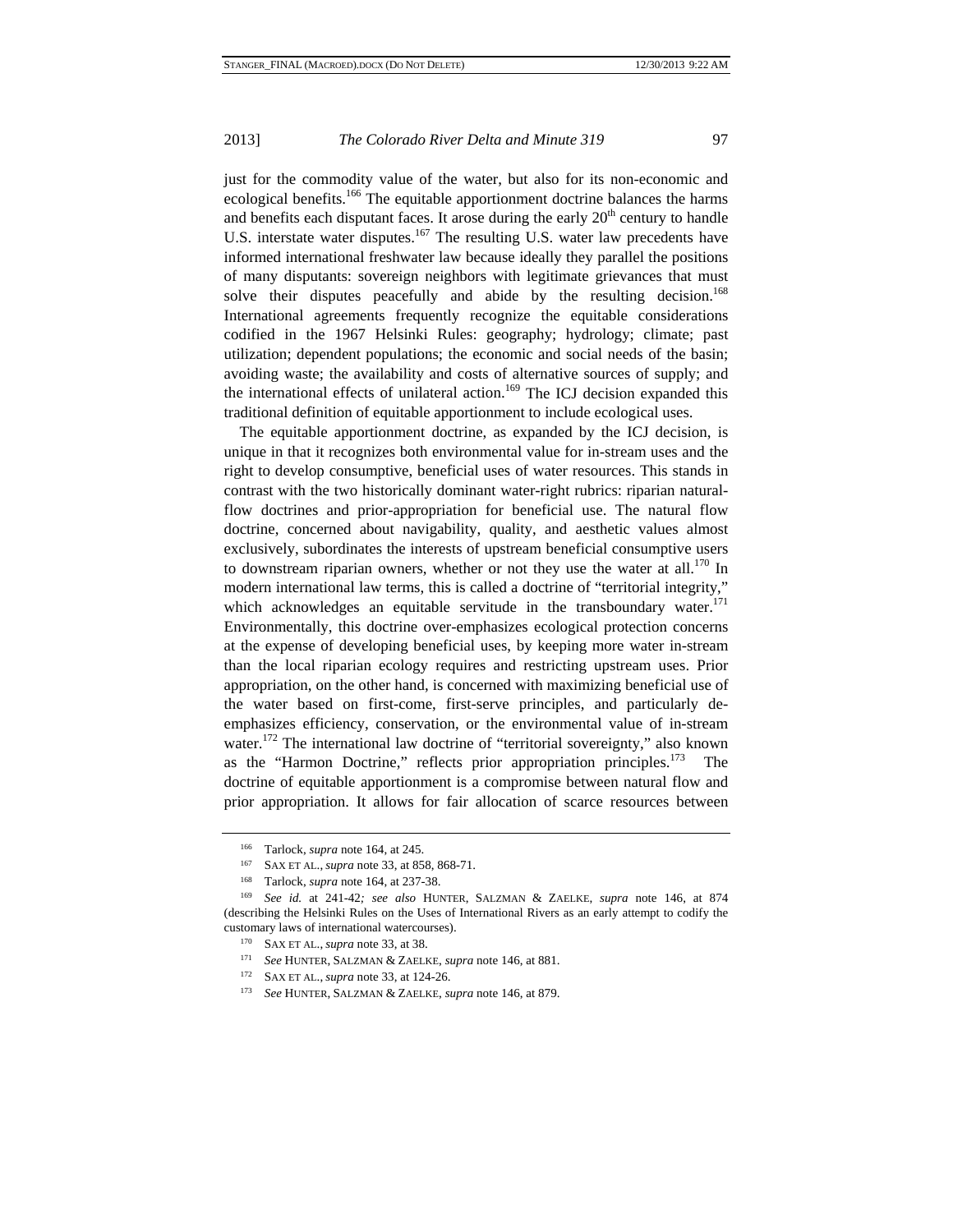just for the commodity value of the water, but also for its non-economic and ecological benefits.[166] The equitable apportionment doctrine balances the harms and benefits each disputant faces. It arose during the early 20th century to handle U.S. interstate water disputes.[167] The resulting U.S. water law precedents have informed international freshwater law because ideally they parallel the positions of many disputants: sovereign neighbors with legitimate grievances that must solve their disputes peacefully and abide by the resulting decision.[168] International agreements frequently recognize the equitable considerations codified in the 1967 Helsinki Rules: geography; hydrology; climate; past utilization; dependent populations; the economic and social needs of the basin; avoiding waste; the availability and costs of alternative sources of supply; and the international effects of unilateral action.[169] The ICJ decision expanded this traditional definition of equitable apportionment to include ecological uses.

The equitable apportionment doctrine, as expanded by the ICJ decision, is unique in that it recognizes both environmental value for in-stream uses and the right to develop consumptive, beneficial uses of water resources. This stands in contrast with the two historically dominant water-right rubrics: riparian natural-flow doctrines and prior-appropriation for beneficial use. The natural flow doctrine, concerned about navigability, quality, and aesthetic values almost exclusively, subordinates the interests of upstream beneficial consumptive users to downstream riparian owners, whether or not they use the water at all.[170] In modern international law terms, this is called a doctrine of "territorial integrity," which acknowledges an equitable servitude in the transboundary water.[171] Environmentally, this doctrine over-emphasizes ecological protection concerns at the expense of developing beneficial uses, by keeping more water in-stream than the local riparian ecology requires and restricting upstream uses. Prior appropriation, on the other hand, is concerned with maximizing beneficial use of the water based on first-come, first-serve principles, and particularly de-emphasizes efficiency, conservation, or the environmental value of in-stream water.[172] The international law doctrine of "territorial sovereignty," also known as the "Harmon Doctrine," reflects prior appropriation principles.[173] The doctrine of equitable apportionment is a compromise between natural flow and prior appropriation. It allows for fair allocation of scarce resources between

---

[166] Tarlock, *supra* note 164, at 245.

[167] SAX ET AL., *supra* note 33, at 858, 868-71.

[168] Tarlock, *supra* note 164, at 237-38.

[169] *See id.* at 241-42*; see also* HUNTER, SALZMAN & ZAELKE, *supra* note 146, at 874 (describing the Helsinki Rules on the Uses of International Rivers as an early attempt to codify the customary laws of international watercourses).

[170] SAX ET AL., *supra* note 33, at 38.

[171] *See* HUNTER, SALZMAN & ZAELKE, *supra* note 146, at 881.

[172] SAX ET AL., *supra* note 33, at 124-26.

[173] *See* HUNTER, SALZMAN & ZAELKE, *supra* note 146, at 879.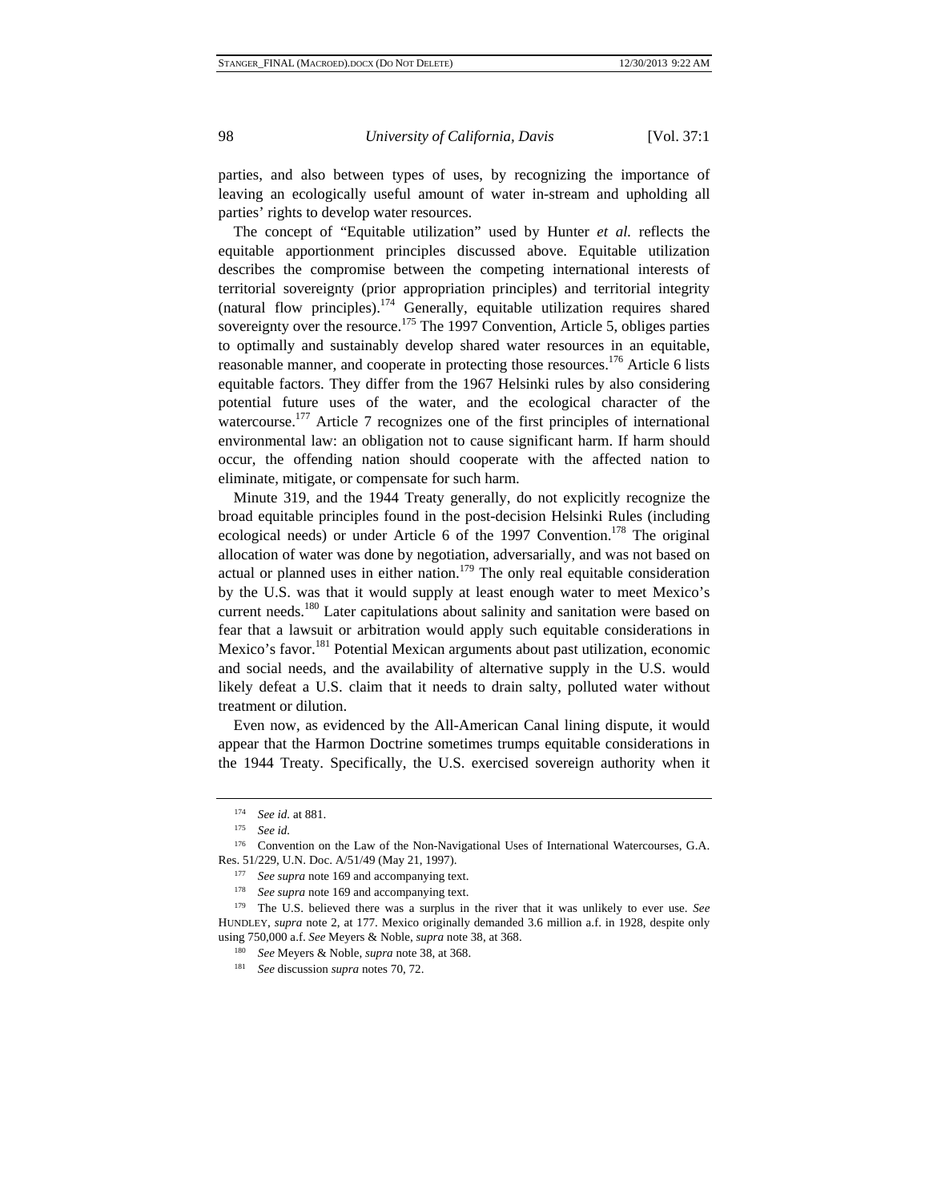parties, and also between types of uses, by recognizing the importance of leaving an ecologically useful amount of water in-stream and upholding all parties' rights to develop water resources.

The concept of "Equitable utilization" used by Hunter *et al.* reflects the equitable apportionment principles discussed above. Equitable utilization describes the compromise between the competing international interests of territorial sovereignty (prior appropriation principles) and territorial integrity (natural flow principles).[174] Generally, equitable utilization requires shared sovereignty over the resource.[175] The 1997 Convention, Article 5, obliges parties to optimally and sustainably develop shared water resources in an equitable, reasonable manner, and cooperate in protecting those resources.[176] Article 6 lists equitable factors. They differ from the 1967 Helsinki rules by also considering potential future uses of the water, and the ecological character of the watercourse.[177] Article 7 recognizes one of the first principles of international environmental law: an obligation not to cause significant harm. If harm should occur, the offending nation should cooperate with the affected nation to eliminate, mitigate, or compensate for such harm.

Minute 319, and the 1944 Treaty generally, do not explicitly recognize the broad equitable principles found in the post-decision Helsinki Rules (including ecological needs) or under Article 6 of the 1997 Convention.[178] The original allocation of water was done by negotiation, adversarially, and was not based on actual or planned uses in either nation.[179] The only real equitable consideration by the U.S. was that it would supply at least enough water to meet Mexico's current needs.[180] Later capitulations about salinity and sanitation were based on fear that a lawsuit or arbitration would apply such equitable considerations in Mexico's favor.[181] Potential Mexican arguments about past utilization, economic and social needs, and the availability of alternative supply in the U.S. would likely defeat a U.S. claim that it needs to drain salty, polluted water without treatment or dilution.

Even now, as evidenced by the All-American Canal lining dispute, it would appear that the Harmon Doctrine sometimes trumps equitable considerations in the 1944 Treaty. Specifically, the U.S. exercised sovereign authority when it

---

[174] *See id.* at 881.

[175] *See id.*

[176] Convention on the Law of the Non-Navigational Uses of International Watercourses, G.A. Res. 51/229, U.N. Doc. A/51/49 (May 21, 1997).

[177] *See supra* note 169 and accompanying text.

[178] *See supra* note 169 and accompanying text.

[179] The U.S. believed there was a surplus in the river that it was unlikely to ever use. *See* HUNDLEY, *supra* note 2, at 177. Mexico originally demanded 3.6 million a.f. in 1928, despite only using 750,000 a.f. *See* Meyers & Noble, *supra* note 38, at 368.

[180] *See* Meyers & Noble, *supra* note 38, at 368.

[181] *See* discussion *supra* notes 70, 72.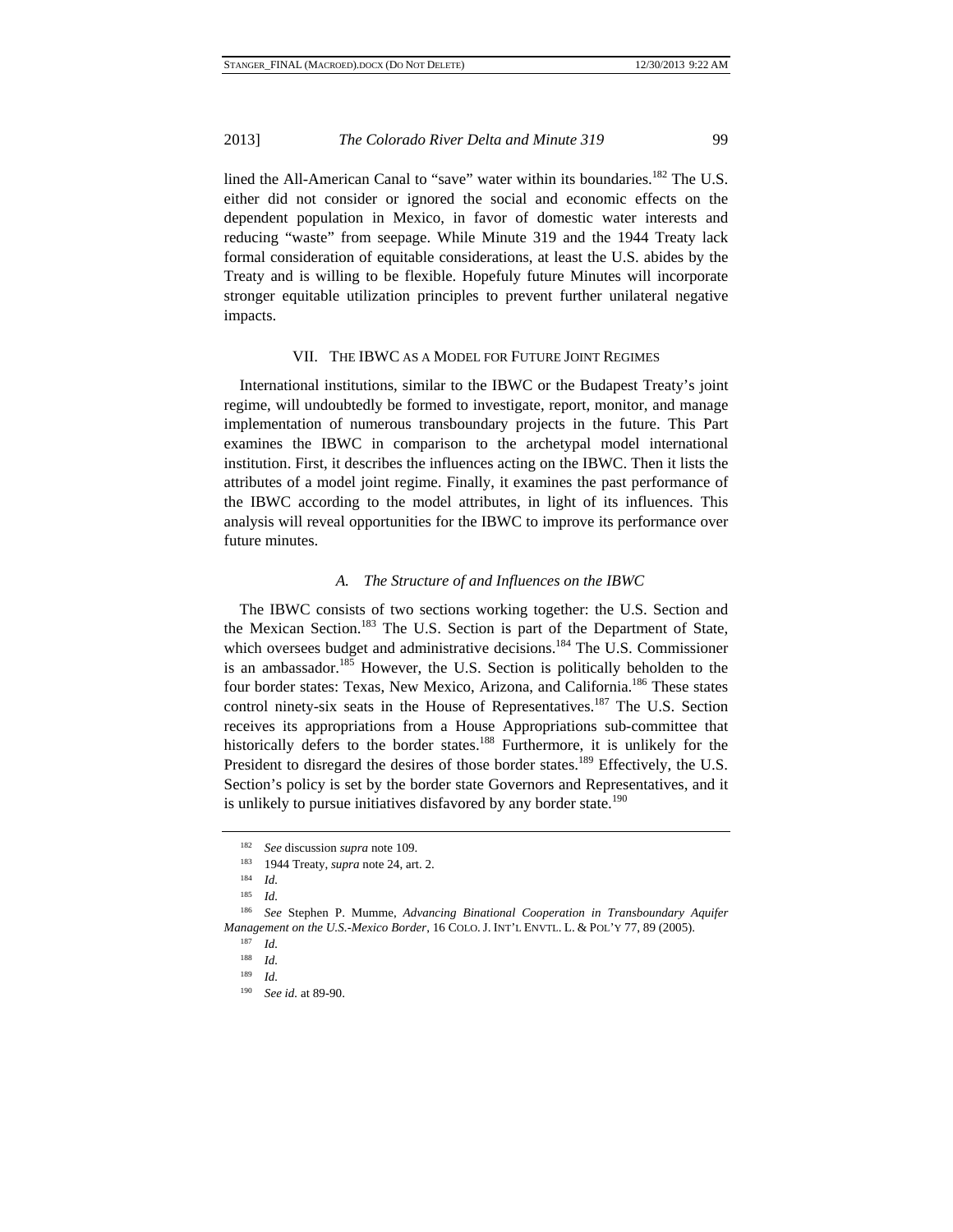lined the All-American Canal to "save" water within its boundaries.[182] The U.S. either did not consider or ignored the social and economic effects on the dependent population in Mexico, in favor of domestic water interests and reducing "waste" from seepage. While Minute 319 and the 1944 Treaty lack formal consideration of equitable considerations, at least the U.S. abides by the Treaty and is willing to be flexible. Hopefuly future Minutes will incorporate stronger equitable utilization principles to prevent further unilateral negative impacts.

## VII. THE IBWC AS A MODEL FOR FUTURE JOINT REGIMES

International institutions, similar to the IBWC or the Budapest Treaty's joint regime, will undoubtedly be formed to investigate, report, monitor, and manage implementation of numerous transboundary projects in the future. This Part examines the IBWC in comparison to the archetypal model international institution. First, it describes the influences acting on the IBWC. Then it lists the attributes of a model joint regime. Finally, it examines the past performance of the IBWC according to the model attributes, in light of its influences. This analysis will reveal opportunities for the IBWC to improve its performance over future minutes.

### *A. The Structure of and Influences on the IBWC*

The IBWC consists of two sections working together: the U.S. Section and the Mexican Section.[183] The U.S. Section is part of the Department of State, which oversees budget and administrative decisions.[184] The U.S. Commissioner is an ambassador.[185] However, the U.S. Section is politically beholden to the four border states: Texas, New Mexico, Arizona, and California.[186] These states control ninety-six seats in the House of Representatives.[187] The U.S. Section receives its appropriations from a House Appropriations sub-committee that historically defers to the border states.[188] Furthermore, it is unlikely for the President to disregard the desires of those border states.[189] Effectively, the U.S. Section's policy is set by the border state Governors and Representatives, and it is unlikely to pursue initiatives disfavored by any border state.[190]

---

[182] *See* discussion *supra* note 109.

[183] 1944 Treaty, *supra* note 24, art. 2.

[184] *Id.*

[185] *Id.*

[186] *See* Stephen P. Mumme, *Advancing Binational Cooperation in Transboundary Aquifer Management on the U.S.-Mexico Border*, 16 COLO. J. INT'L ENVTL. L. & POL'Y 77, 89 (2005).

[187] *Id.*

[188] *Id.*

[189] *Id.*

[190] *See id.* at 89-90.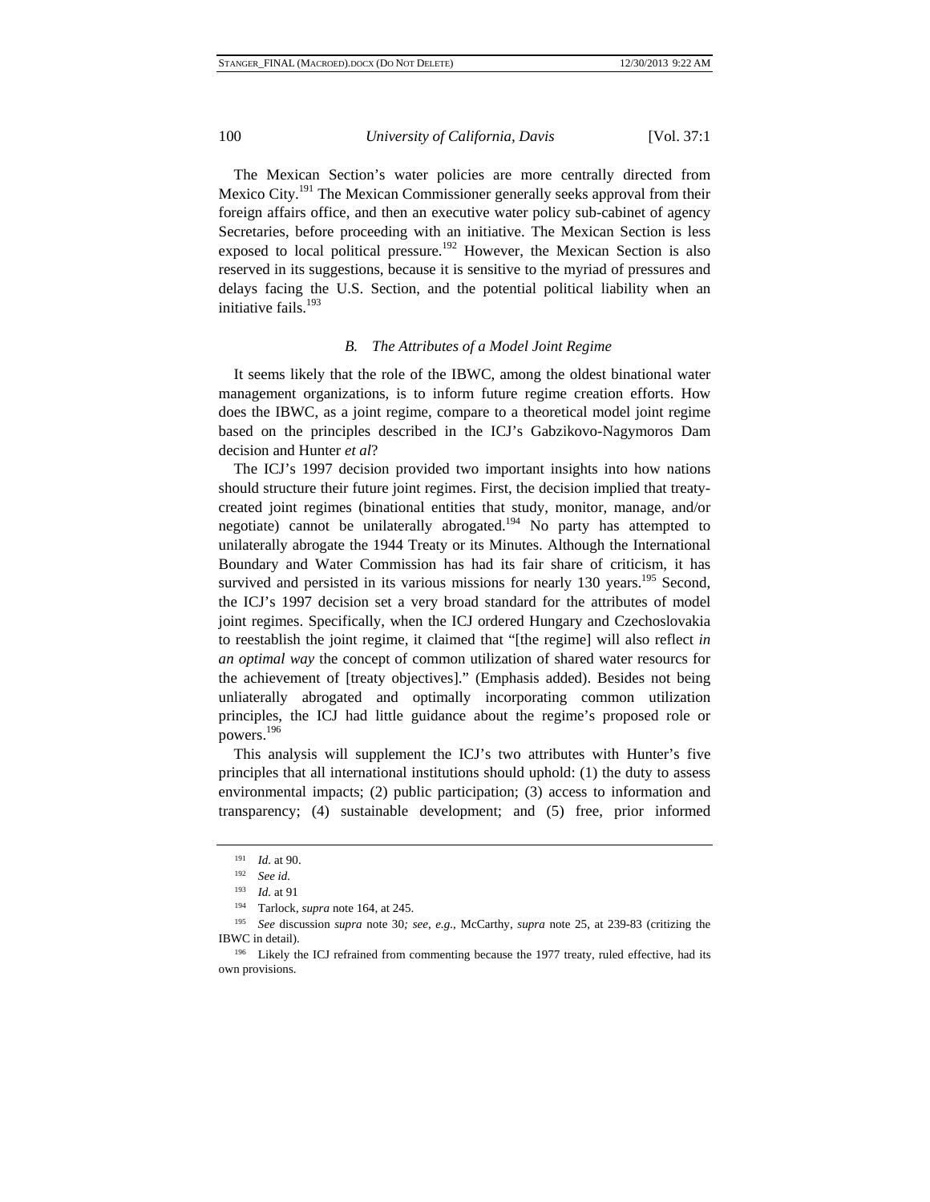The Mexican Section's water policies are more centrally directed from Mexico City.[191] The Mexican Commissioner generally seeks approval from their foreign affairs office, and then an executive water policy sub-cabinet of agency Secretaries, before proceeding with an initiative. The Mexican Section is less exposed to local political pressure.[192] However, the Mexican Section is also reserved in its suggestions, because it is sensitive to the myriad of pressures and delays facing the U.S. Section, and the potential political liability when an initiative fails.[193]

### *B. The Attributes of a Model Joint Regime*

It seems likely that the role of the IBWC, among the oldest binational water management organizations, is to inform future regime creation efforts. How does the IBWC, as a joint regime, compare to a theoretical model joint regime based on the principles described in the ICJ's Gabzikovo-Nagymoros Dam decision and Hunter *et al*?

The ICJ's 1997 decision provided two important insights into how nations should structure their future joint regimes. First, the decision implied that treaty-created joint regimes (binational entities that study, monitor, manage, and/or negotiate) cannot be unilaterally abrogated.[194] No party has attempted to unilaterally abrogate the 1944 Treaty or its Minutes. Although the International Boundary and Water Commission has had its fair share of criticism, it has survived and persisted in its various missions for nearly 130 years.[195] Second, the ICJ's 1997 decision set a very broad standard for the attributes of model joint regimes. Specifically, when the ICJ ordered Hungary and Czechoslovakia to reestablish the joint regime, it claimed that "[the regime] will also reflect *in an optimal way* the concept of common utilization of shared water resourcs for the achievement of [treaty objectives]." (Emphasis added). Besides not being unliaterally abrogated and optimally incorporating common utilization principles, the ICJ had little guidance about the regime's proposed role or powers.[196]

This analysis will supplement the ICJ's two attributes with Hunter's five principles that all international institutions should uphold: (1) the duty to assess environmental impacts; (2) public participation; (3) access to information and transparency; (4) sustainable development; and (5) free, prior informed

---

[191] *Id.* at 90.

[192] *See id.*

[193] *Id.* at 91

[194] Tarlock, *supra* note 164, at 245.

[195] *See* discussion *supra* note 30*; see, e.g.*, McCarthy, *supra* note 25, at 239-83 (critizing the IBWC in detail).

[196] Likely the ICJ refrained from commenting because the 1977 treaty, ruled effective, had its own provisions.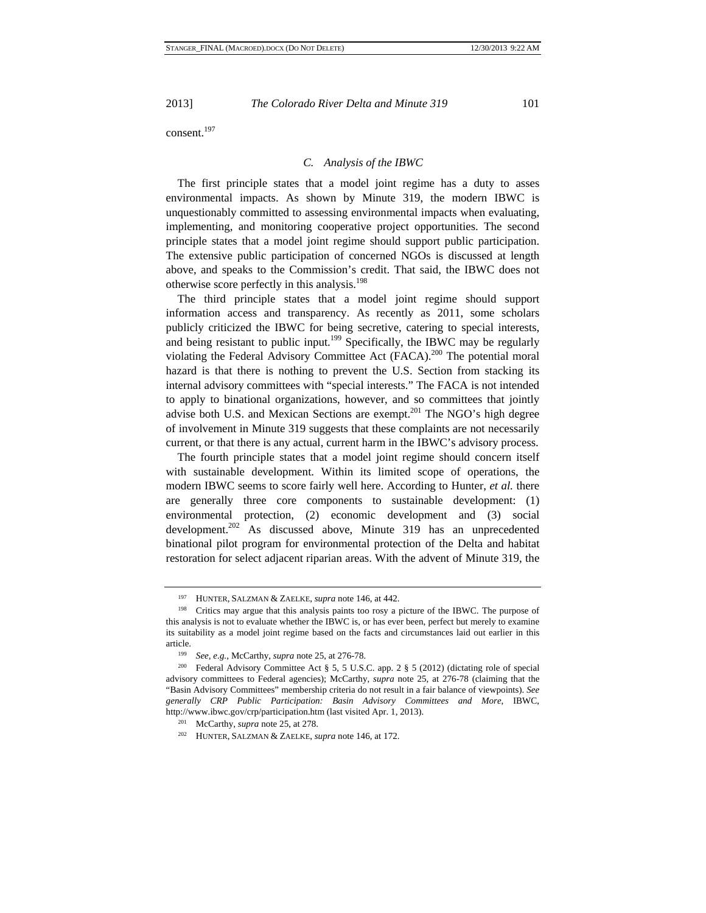consent.[197]

### C. *Analysis of the IBWC*

The first principle states that a model joint regime has a duty to asses environmental impacts. As shown by Minute 319, the modern IBWC is unquestionably committed to assessing environmental impacts when evaluating, implementing, and monitoring cooperative project opportunities. The second principle states that a model joint regime should support public participation. The extensive public participation of concerned NGOs is discussed at length above, and speaks to the Commission's credit. That said, the IBWC does not otherwise score perfectly in this analysis.[198]

The third principle states that a model joint regime should support information access and transparency. As recently as 2011, some scholars publicly criticized the IBWC for being secretive, catering to special interests, and being resistant to public input.[199] Specifically, the IBWC may be regularly violating the Federal Advisory Committee Act (FACA).[200] The potential moral hazard is that there is nothing to prevent the U.S. Section from stacking its internal advisory committees with "special interests." The FACA is not intended to apply to binational organizations, however, and so committees that jointly advise both U.S. and Mexican Sections are exempt.[201] The NGO's high degree of involvement in Minute 319 suggests that these complaints are not necessarily current, or that there is any actual, current harm in the IBWC's advisory process.

The fourth principle states that a model joint regime should concern itself with sustainable development. Within its limited scope of operations, the modern IBWC seems to score fairly well here. According to Hunter, *et al.* there are generally three core components to sustainable development: (1) environmental protection, (2) economic development and (3) social development.[202] As discussed above, Minute 319 has an unprecedented binational pilot program for environmental protection of the Delta and habitat restoration for select adjacent riparian areas. With the advent of Minute 319, the

---

[197] HUNTER, SALZMAN & ZAELKE, *supra* note 146, at 442.

[198] Critics may argue that this analysis paints too rosy a picture of the IBWC. The purpose of this analysis is not to evaluate whether the IBWC is, or has ever been, perfect but merely to examine its suitability as a model joint regime based on the facts and circumstances laid out earlier in this article.

[199] *See, e.g.*, McCarthy, *supra* note 25, at 276-78.

[200] Federal Advisory Committee Act § 5, 5 U.S.C. app. 2 § 5 (2012) (dictating role of special advisory committees to Federal agencies); McCarthy, *supra* note 25, at 276-78 (claiming that the "Basin Advisory Committees" membership criteria do not result in a fair balance of viewpoints). *See generally CRP Public Participation: Basin Advisory Committees and More*, IBWC, http://www.ibwc.gov/crp/participation.htm (last visited Apr. 1, 2013).

[201] McCarthy, *supra* note 25, at 278.

[202] HUNTER, SALZMAN & ZAELKE, *supra* note 146, at 172.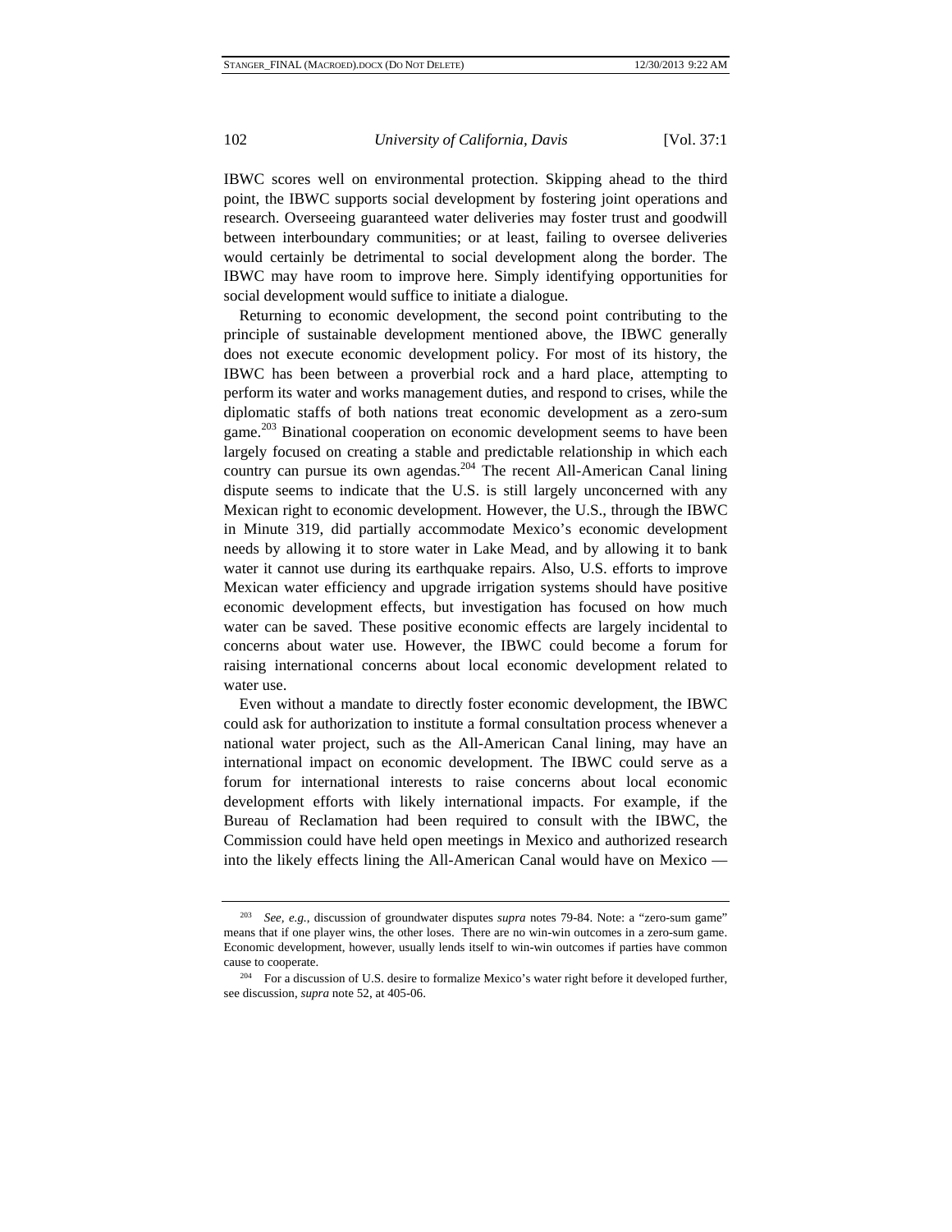IBWC scores well on environmental protection. Skipping ahead to the third point, the IBWC supports social development by fostering joint operations and research. Overseeing guaranteed water deliveries may foster trust and goodwill between interboundary communities; or at least, failing to oversee deliveries would certainly be detrimental to social development along the border. The IBWC may have room to improve here. Simply identifying opportunities for social development would suffice to initiate a dialogue.

Returning to economic development, the second point contributing to the principle of sustainable development mentioned above, the IBWC generally does not execute economic development policy. For most of its history, the IBWC has been between a proverbial rock and a hard place, attempting to perform its water and works management duties, and respond to crises, while the diplomatic staffs of both nations treat economic development as a zero-sum game.[203] Binational cooperation on economic development seems to have been largely focused on creating a stable and predictable relationship in which each country can pursue its own agendas.[204] The recent All-American Canal lining dispute seems to indicate that the U.S. is still largely unconcerned with any Mexican right to economic development. However, the U.S., through the IBWC in Minute 319, did partially accommodate Mexico's economic development needs by allowing it to store water in Lake Mead, and by allowing it to bank water it cannot use during its earthquake repairs. Also, U.S. efforts to improve Mexican water efficiency and upgrade irrigation systems should have positive economic development effects, but investigation has focused on how much water can be saved. These positive economic effects are largely incidental to concerns about water use. However, the IBWC could become a forum for raising international concerns about local economic development related to water use.

Even without a mandate to directly foster economic development, the IBWC could ask for authorization to institute a formal consultation process whenever a national water project, such as the All-American Canal lining, may have an international impact on economic development. The IBWC could serve as a forum for international interests to raise concerns about local economic development efforts with likely international impacts. For example, if the Bureau of Reclamation had been required to consult with the IBWC, the Commission could have held open meetings in Mexico and authorized research into the likely effects lining the All-American Canal would have on Mexico —

---

[203] *See, e.g.*, discussion of groundwater disputes *supra* notes 79-84. Note: a "zero-sum game" means that if one player wins, the other loses. There are no win-win outcomes in a zero-sum game. Economic development, however, usually lends itself to win-win outcomes if parties have common cause to cooperate.

[204] For a discussion of U.S. desire to formalize Mexico's water right before it developed further, see discussion, *supra* note 52, at 405-06.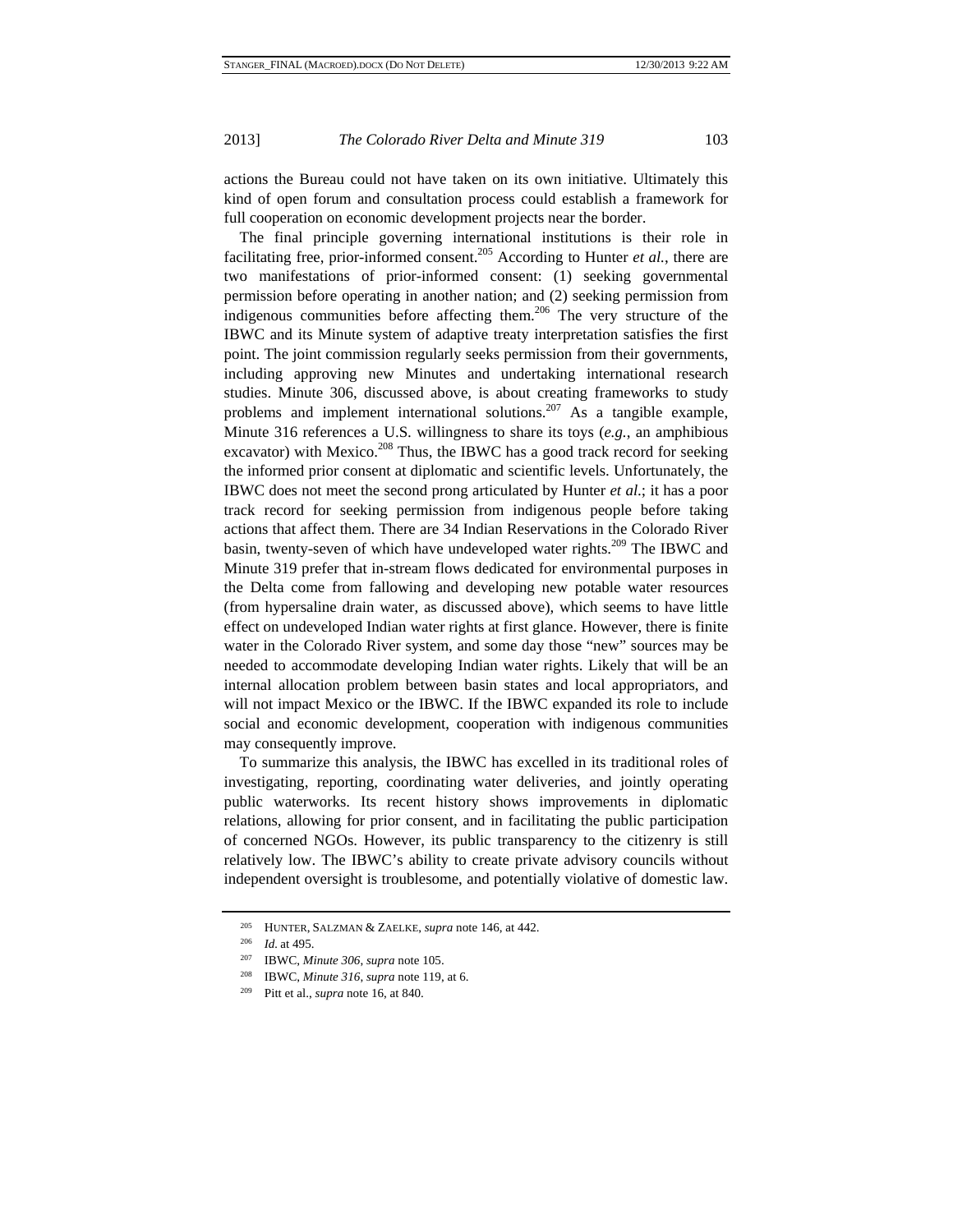actions the Bureau could not have taken on its own initiative. Ultimately this kind of open forum and consultation process could establish a framework for full cooperation on economic development projects near the border.

The final principle governing international institutions is their role in facilitating free, prior-informed consent.[205] According to Hunter *et al.*, there are two manifestations of prior-informed consent: (1) seeking governmental permission before operating in another nation; and (2) seeking permission from indigenous communities before affecting them.[206] The very structure of the IBWC and its Minute system of adaptive treaty interpretation satisfies the first point. The joint commission regularly seeks permission from their governments, including approving new Minutes and undertaking international research studies. Minute 306, discussed above, is about creating frameworks to study problems and implement international solutions.[207] As a tangible example, Minute 316 references a U.S. willingness to share its toys (*e.g.*, an amphibious excavator) with Mexico.[208] Thus, the IBWC has a good track record for seeking the informed prior consent at diplomatic and scientific levels. Unfortunately, the IBWC does not meet the second prong articulated by Hunter *et al.*; it has a poor track record for seeking permission from indigenous people before taking actions that affect them. There are 34 Indian Reservations in the Colorado River basin, twenty-seven of which have undeveloped water rights.[209] The IBWC and Minute 319 prefer that in-stream flows dedicated for environmental purposes in the Delta come from fallowing and developing new potable water resources (from hypersaline drain water, as discussed above), which seems to have little effect on undeveloped Indian water rights at first glance. However, there is finite water in the Colorado River system, and some day those "new" sources may be needed to accommodate developing Indian water rights. Likely that will be an internal allocation problem between basin states and local appropriators, and will not impact Mexico or the IBWC. If the IBWC expanded its role to include social and economic development, cooperation with indigenous communities may consequently improve.

To summarize this analysis, the IBWC has excelled in its traditional roles of investigating, reporting, coordinating water deliveries, and jointly operating public waterworks. Its recent history shows improvements in diplomatic relations, allowing for prior consent, and in facilitating the public participation of concerned NGOs. However, its public transparency to the citizenry is still relatively low. The IBWC's ability to create private advisory councils without independent oversight is troublesome, and potentially violative of domestic law.

---

[205] HUNTER, SALZMAN & ZAELKE, *supra* note 146, at 442.

[206] *Id.* at 495.

[207] IBWC, *Minute 306*, *supra* note 105.

[208] IBWC, *Minute 316*, *supra* note 119, at 6.

[209] Pitt et al., *supra* note 16, at 840.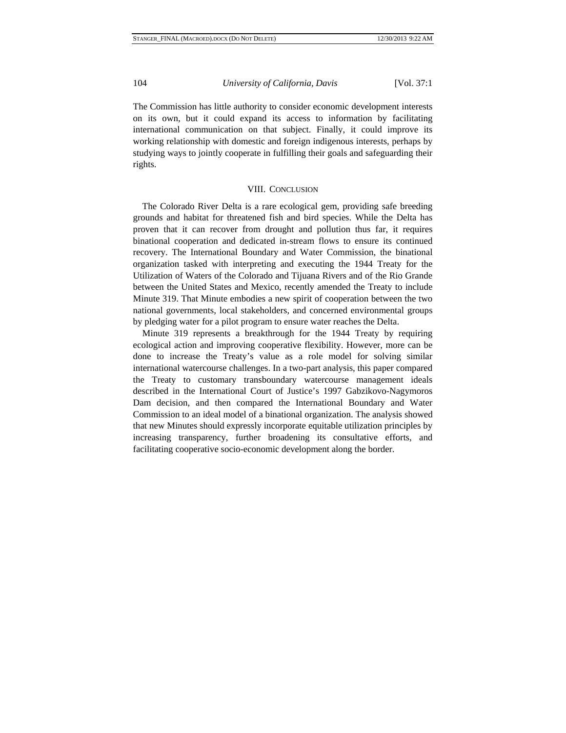The Commission has little authority to consider economic development interests on its own, but it could expand its access to information by facilitating international communication on that subject. Finally, it could improve its working relationship with domestic and foreign indigenous interests, perhaps by studying ways to jointly cooperate in fulfilling their goals and safeguarding their rights.

## VIII. Conclusion

The Colorado River Delta is a rare ecological gem, providing safe breeding grounds and habitat for threatened fish and bird species. While the Delta has proven that it can recover from drought and pollution thus far, it requires binational cooperation and dedicated in-stream flows to ensure its continued recovery. The International Boundary and Water Commission, the binational organization tasked with interpreting and executing the 1944 Treaty for the Utilization of Waters of the Colorado and Tijuana Rivers and of the Rio Grande between the United States and Mexico, recently amended the Treaty to include Minute 319. That Minute embodies a new spirit of cooperation between the two national governments, local stakeholders, and concerned environmental groups by pledging water for a pilot program to ensure water reaches the Delta.

Minute 319 represents a breakthrough for the 1944 Treaty by requiring ecological action and improving cooperative flexibility. However, more can be done to increase the Treaty's value as a role model for solving similar international watercourse challenges. In a two-part analysis, this paper compared the Treaty to customary transboundary watercourse management ideals described in the International Court of Justice's 1997 Gabzikovo-Nagymoros Dam decision, and then compared the International Boundary and Water Commission to an ideal model of a binational organization. The analysis showed that new Minutes should expressly incorporate equitable utilization principles by increasing transparency, further broadening its consultative efforts, and facilitating cooperative socio-economic development along the border.